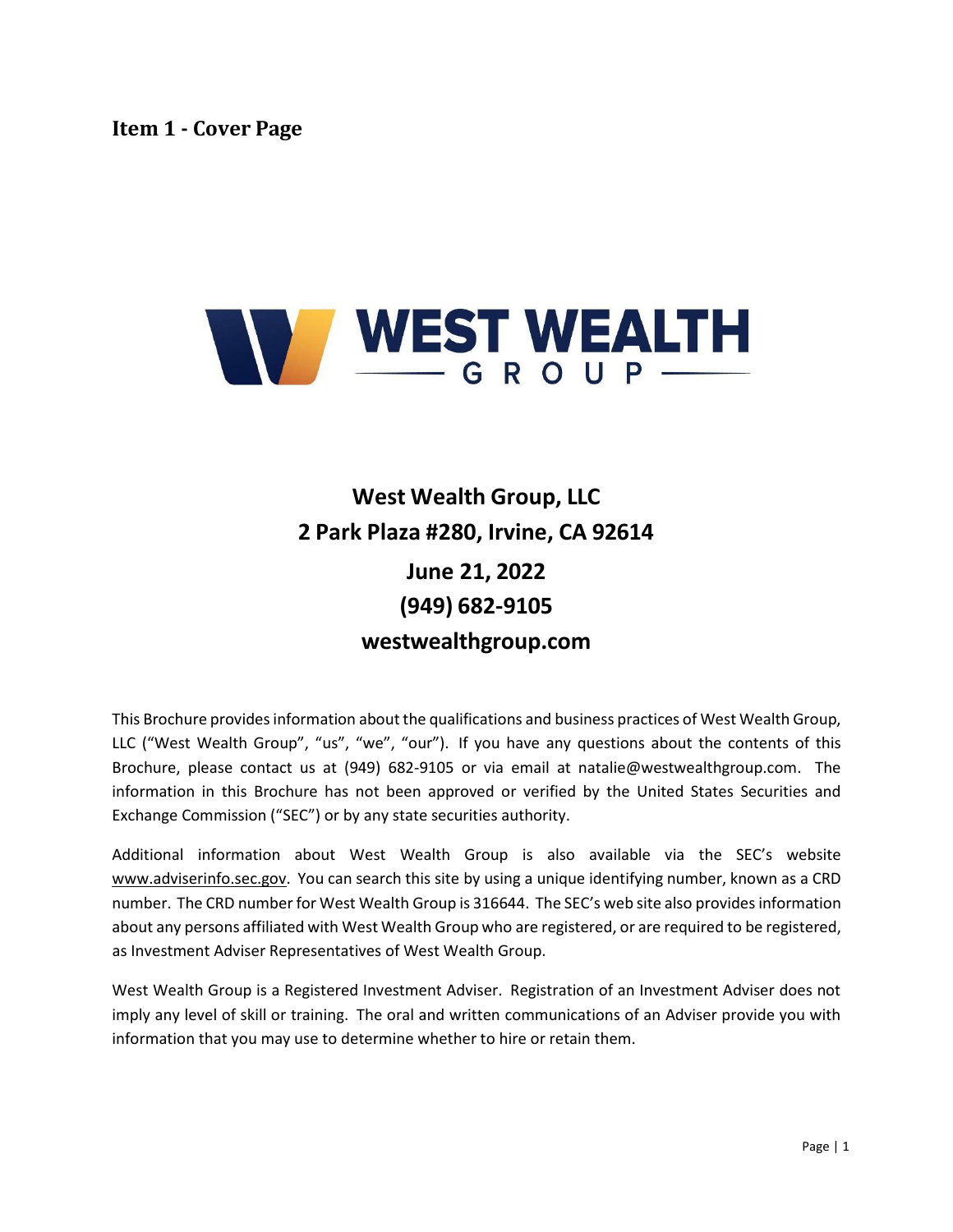# Item 1 - Cover Page

**West Wealth Group, LLC**
**2 Park Plaza #280, Irvine, CA 92614**
**June 21, 2022**
**(949) 682-9105**
**westwealthgroup.com**

This Brochure provides information about the qualifications and business practices of West Wealth Group, LLC ("West Wealth Group", "us", "we", "our"). If you have any questions about the contents of this Brochure, please contact us at (949) 682-9105 or via email at natalie@westwealthgroup.com. The information in this Brochure has not been approved or verified by the United States Securities and Exchange Commission ("SEC") or by any state securities authority.

Additional information about West Wealth Group is also available via the SEC's website www.adviserinfo.sec.gov. You can search this site by using a unique identifying number, known as a CRD number. The CRD number for West Wealth Group is 316644. The SEC's web site also provides information about any persons affiliated with West Wealth Group who are registered, or are required to be registered, as Investment Adviser Representatives of West Wealth Group.

West Wealth Group is a Registered Investment Adviser. Registration of an Investment Adviser does not imply any level of skill or training. The oral and written communications of an Adviser provide you with information that you may use to determine whether to hire or retain them.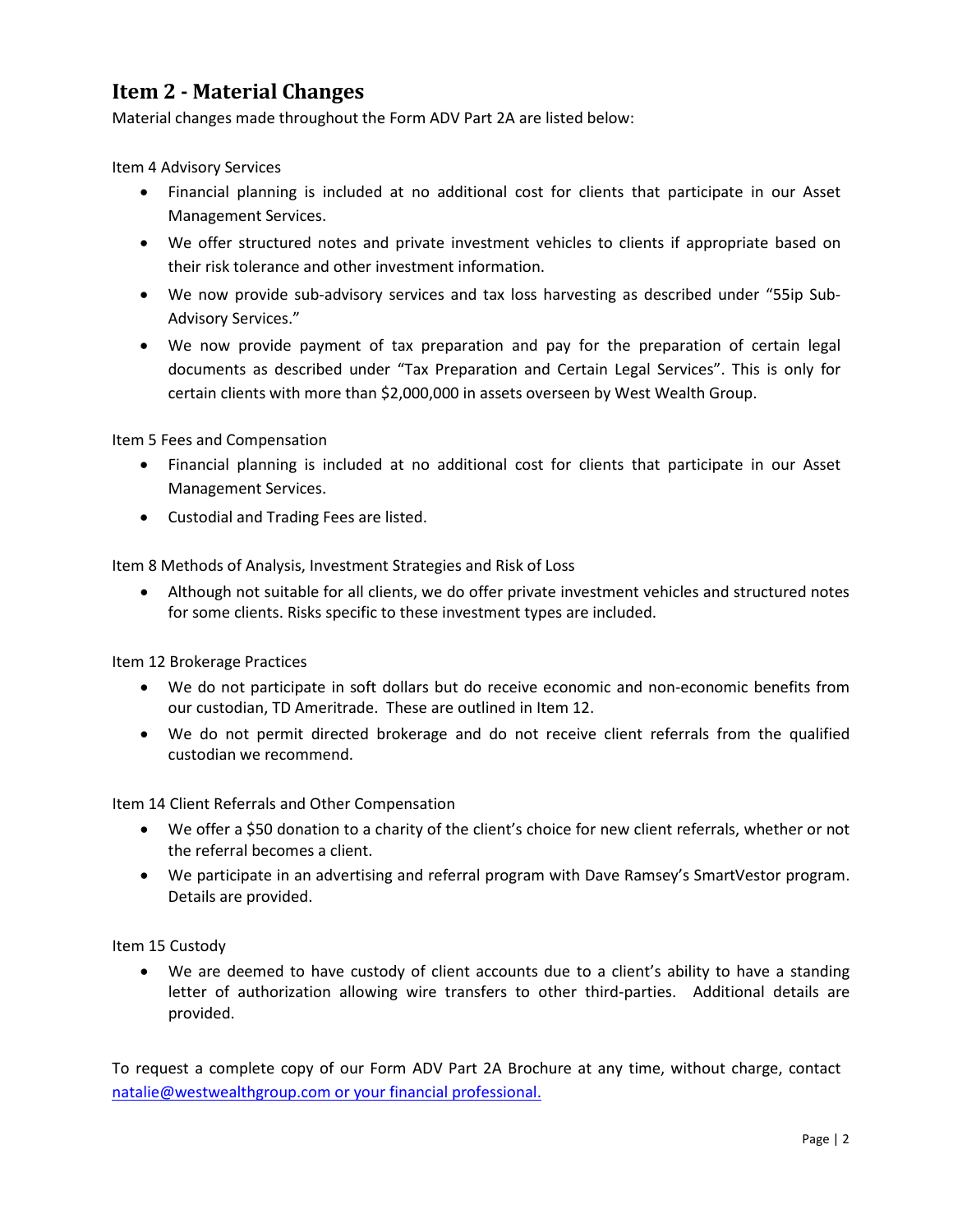## Item 2 - Material Changes

Material changes made throughout the Form ADV Part 2A are listed below:

Item 4 Advisory Services

- Financial planning is included at no additional cost for clients that participate in our Asset Management Services.
- We offer structured notes and private investment vehicles to clients if appropriate based on their risk tolerance and other investment information.
- We now provide sub-advisory services and tax loss harvesting as described under "55ip Sub-Advisory Services."
- We now provide payment of tax preparation and pay for the preparation of certain legal documents as described under "Tax Preparation and Certain Legal Services". This is only for certain clients with more than $2,000,000 in assets overseen by West Wealth Group.

Item 5 Fees and Compensation

- Financial planning is included at no additional cost for clients that participate in our Asset Management Services.
- Custodial and Trading Fees are listed.

Item 8 Methods of Analysis, Investment Strategies and Risk of Loss

- Although not suitable for all clients, we do offer private investment vehicles and structured notes for some clients. Risks specific to these investment types are included.

Item 12 Brokerage Practices

- We do not participate in soft dollars but do receive economic and non-economic benefits from our custodian, TD Ameritrade. These are outlined in Item 12.
- We do not permit directed brokerage and do not receive client referrals from the qualified custodian we recommend.

Item 14 Client Referrals and Other Compensation

- We offer a $50 donation to a charity of the client's choice for new client referrals, whether or not the referral becomes a client.
- We participate in an advertising and referral program with Dave Ramsey's SmartVestor program. Details are provided.

Item 15 Custody

- We are deemed to have custody of client accounts due to a client's ability to have a standing letter of authorization allowing wire transfers to other third-parties. Additional details are provided.

To request a complete copy of our Form ADV Part 2A Brochure at any time, without charge, contact natalie@westwealthgroup.com or your financial professional.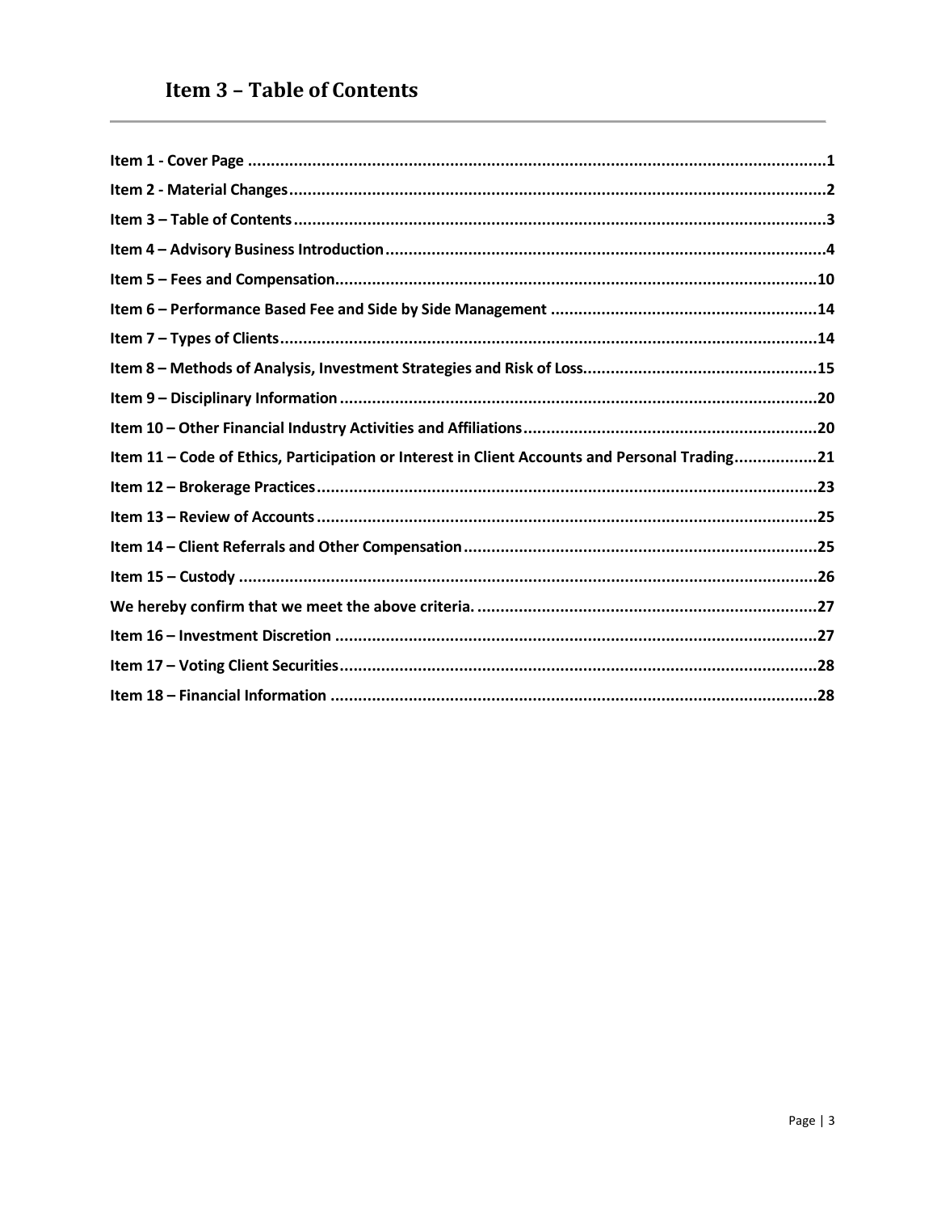# Item 3 – Table of Contents

Item 1 - Cover Page ........................................................................................................................1
Item 2 - Material Changes.................................................................................................................2
Item 3 – Table of Contents ................................................................................................................3
Item 4 – Advisory Business Introduction ..............................................................................................4
Item 5 – Fees and Compensation......................................................................................................10
Item 6 – Performance Based Fee and Side by Side Management ........................................................14
Item 7 – Types of Clients..................................................................................................................14
Item 8 – Methods of Analysis, Investment Strategies and Risk of Loss..................................................15
Item 9 – Disciplinary Information .....................................................................................................20
Item 10 – Other Financial Industry Activities and Affiliations...............................................................20
Item 11 – Code of Ethics, Participation or Interest in Client Accounts and Personal Trading..................21
Item 12 – Brokerage Practices..........................................................................................................23
Item 13 – Review of Accounts ..........................................................................................................25
Item 14 – Client Referrals and Other Compensation............................................................................25
Item 15 – Custody ..........................................................................................................................26
We hereby confirm that we meet the above criteria. .........................................................................27
Item 16 – Investment Discretion ......................................................................................................27
Item 17 – Voting Client Securities.....................................................................................................28
Item 18 – Financial Information ......................................................................................................28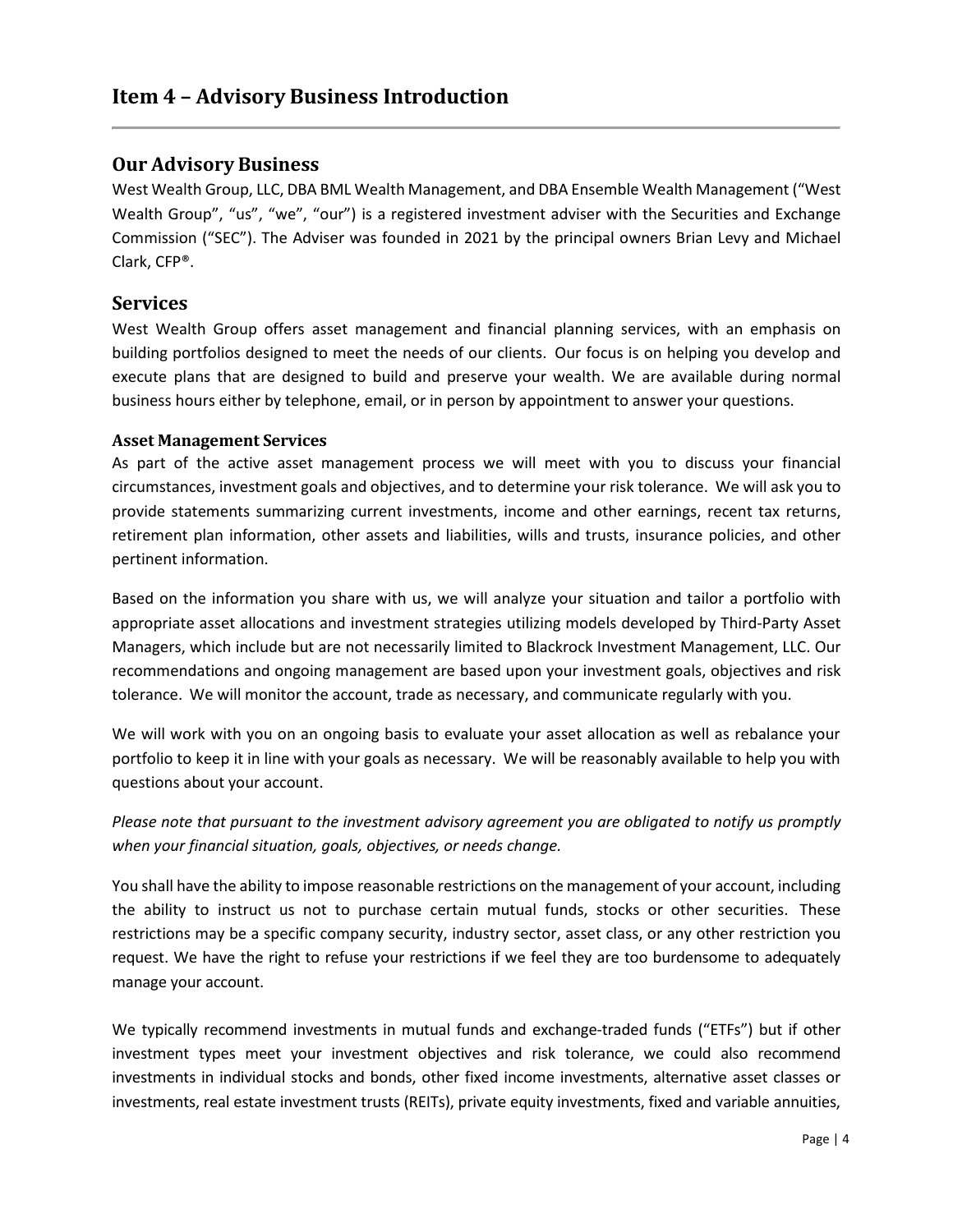# Item 4 – Advisory Business Introduction

## Our Advisory Business

West Wealth Group, LLC, DBA BML Wealth Management, and DBA Ensemble Wealth Management ("West Wealth Group", "us", "we", "our") is a registered investment adviser with the Securities and Exchange Commission ("SEC"). The Adviser was founded in 2021 by the principal owners Brian Levy and Michael Clark, CFP®.

## Services

West Wealth Group offers asset management and financial planning services, with an emphasis on building portfolios designed to meet the needs of our clients. Our focus is on helping you develop and execute plans that are designed to build and preserve your wealth. We are available during normal business hours either by telephone, email, or in person by appointment to answer your questions.

### Asset Management Services

As part of the active asset management process we will meet with you to discuss your financial circumstances, investment goals and objectives, and to determine your risk tolerance. We will ask you to provide statements summarizing current investments, income and other earnings, recent tax returns, retirement plan information, other assets and liabilities, wills and trusts, insurance policies, and other pertinent information.

Based on the information you share with us, we will analyze your situation and tailor a portfolio with appropriate asset allocations and investment strategies utilizing models developed by Third-Party Asset Managers, which include but are not necessarily limited to Blackrock Investment Management, LLC. Our recommendations and ongoing management are based upon your investment goals, objectives and risk tolerance. We will monitor the account, trade as necessary, and communicate regularly with you.

We will work with you on an ongoing basis to evaluate your asset allocation as well as rebalance your portfolio to keep it in line with your goals as necessary. We will be reasonably available to help you with questions about your account.

*Please note that pursuant to the investment advisory agreement you are obligated to notify us promptly when your financial situation, goals, objectives, or needs change.*

You shall have the ability to impose reasonable restrictions on the management of your account, including the ability to instruct us not to purchase certain mutual funds, stocks or other securities. These restrictions may be a specific company security, industry sector, asset class, or any other restriction you request. We have the right to refuse your restrictions if we feel they are too burdensome to adequately manage your account.

We typically recommend investments in mutual funds and exchange-traded funds ("ETFs") but if other investment types meet your investment objectives and risk tolerance, we could also recommend investments in individual stocks and bonds, other fixed income investments, alternative asset classes or investments, real estate investment trusts (REITs), private equity investments, fixed and variable annuities,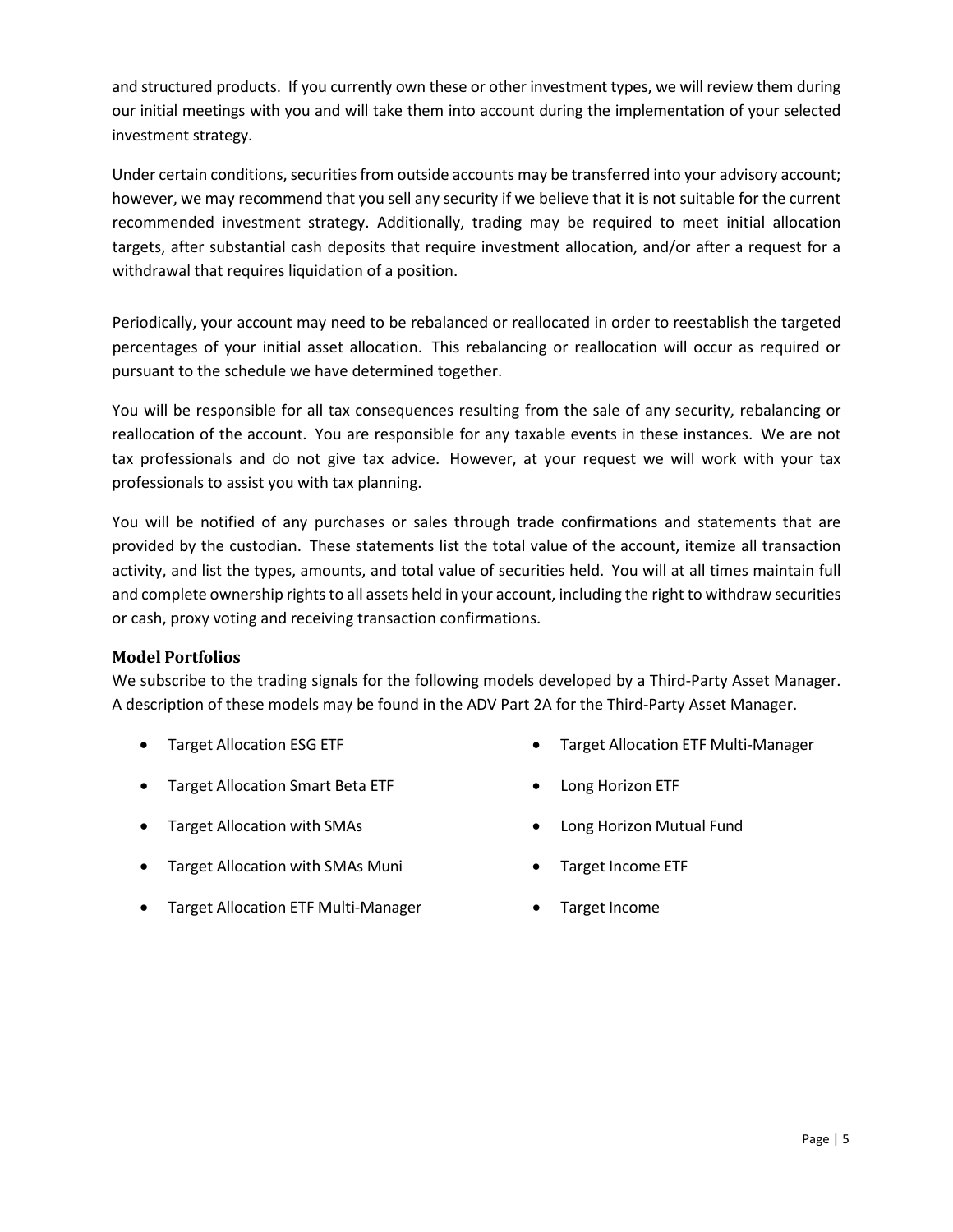and structured products. If you currently own these or other investment types, we will review them during our initial meetings with you and will take them into account during the implementation of your selected investment strategy.

Under certain conditions, securities from outside accounts may be transferred into your advisory account; however, we may recommend that you sell any security if we believe that it is not suitable for the current recommended investment strategy. Additionally, trading may be required to meet initial allocation targets, after substantial cash deposits that require investment allocation, and/or after a request for a withdrawal that requires liquidation of a position.

Periodically, your account may need to be rebalanced or reallocated in order to reestablish the targeted percentages of your initial asset allocation. This rebalancing or reallocation will occur as required or pursuant to the schedule we have determined together.

You will be responsible for all tax consequences resulting from the sale of any security, rebalancing or reallocation of the account. You are responsible for any taxable events in these instances. We are not tax professionals and do not give tax advice. However, at your request we will work with your tax professionals to assist you with tax planning.

You will be notified of any purchases or sales through trade confirmations and statements that are provided by the custodian. These statements list the total value of the account, itemize all transaction activity, and list the types, amounts, and total value of securities held. You will at all times maintain full and complete ownership rights to all assets held in your account, including the right to withdraw securities or cash, proxy voting and receiving transaction confirmations.

### Model Portfolios

We subscribe to the trading signals for the following models developed by a Third-Party Asset Manager. A description of these models may be found in the ADV Part 2A for the Third-Party Asset Manager.

- Target Allocation ESG ETF
- Target Allocation Smart Beta ETF
- Target Allocation with SMAs
- Target Allocation with SMAs Muni
- Target Allocation ETF Multi-Manager
- Target Allocation ETF Multi-Manager
- Long Horizon ETF
- Long Horizon Mutual Fund
- Target Income ETF
- Target Income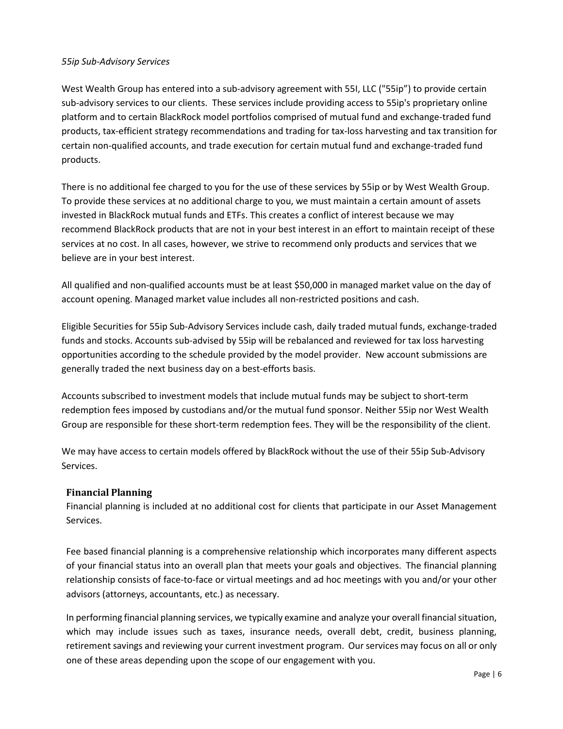*55ip Sub-Advisory Services*

West Wealth Group has entered into a sub-advisory agreement with 55I, LLC ("55ip") to provide certain sub-advisory services to our clients. These services include providing access to 55ip's proprietary online platform and to certain BlackRock model portfolios comprised of mutual fund and exchange-traded fund products, tax-efficient strategy recommendations and trading for tax-loss harvesting and tax transition for certain non-qualified accounts, and trade execution for certain mutual fund and exchange-traded fund products.

There is no additional fee charged to you for the use of these services by 55ip or by West Wealth Group. To provide these services at no additional charge to you, we must maintain a certain amount of assets invested in BlackRock mutual funds and ETFs. This creates a conflict of interest because we may recommend BlackRock products that are not in your best interest in an effort to maintain receipt of these services at no cost. In all cases, however, we strive to recommend only products and services that we believe are in your best interest.

All qualified and non-qualified accounts must be at least $50,000 in managed market value on the day of account opening. Managed market value includes all non-restricted positions and cash.

Eligible Securities for 55ip Sub-Advisory Services include cash, daily traded mutual funds, exchange-traded funds and stocks. Accounts sub-advised by 55ip will be rebalanced and reviewed for tax loss harvesting opportunities according to the schedule provided by the model provider. New account submissions are generally traded the next business day on a best-efforts basis.

Accounts subscribed to investment models that include mutual funds may be subject to short-term redemption fees imposed by custodians and/or the mutual fund sponsor. Neither 55ip nor West Wealth Group are responsible for these short-term redemption fees. They will be the responsibility of the client.

We may have access to certain models offered by BlackRock without the use of their 55ip Sub-Advisory Services.

### Financial Planning

Financial planning is included at no additional cost for clients that participate in our Asset Management Services.

Fee based financial planning is a comprehensive relationship which incorporates many different aspects of your financial status into an overall plan that meets your goals and objectives. The financial planning relationship consists of face-to-face or virtual meetings and ad hoc meetings with you and/or your other advisors (attorneys, accountants, etc.) as necessary.

In performing financial planning services, we typically examine and analyze your overall financial situation, which may include issues such as taxes, insurance needs, overall debt, credit, business planning, retirement savings and reviewing your current investment program. Our services may focus on all or only one of these areas depending upon the scope of our engagement with you.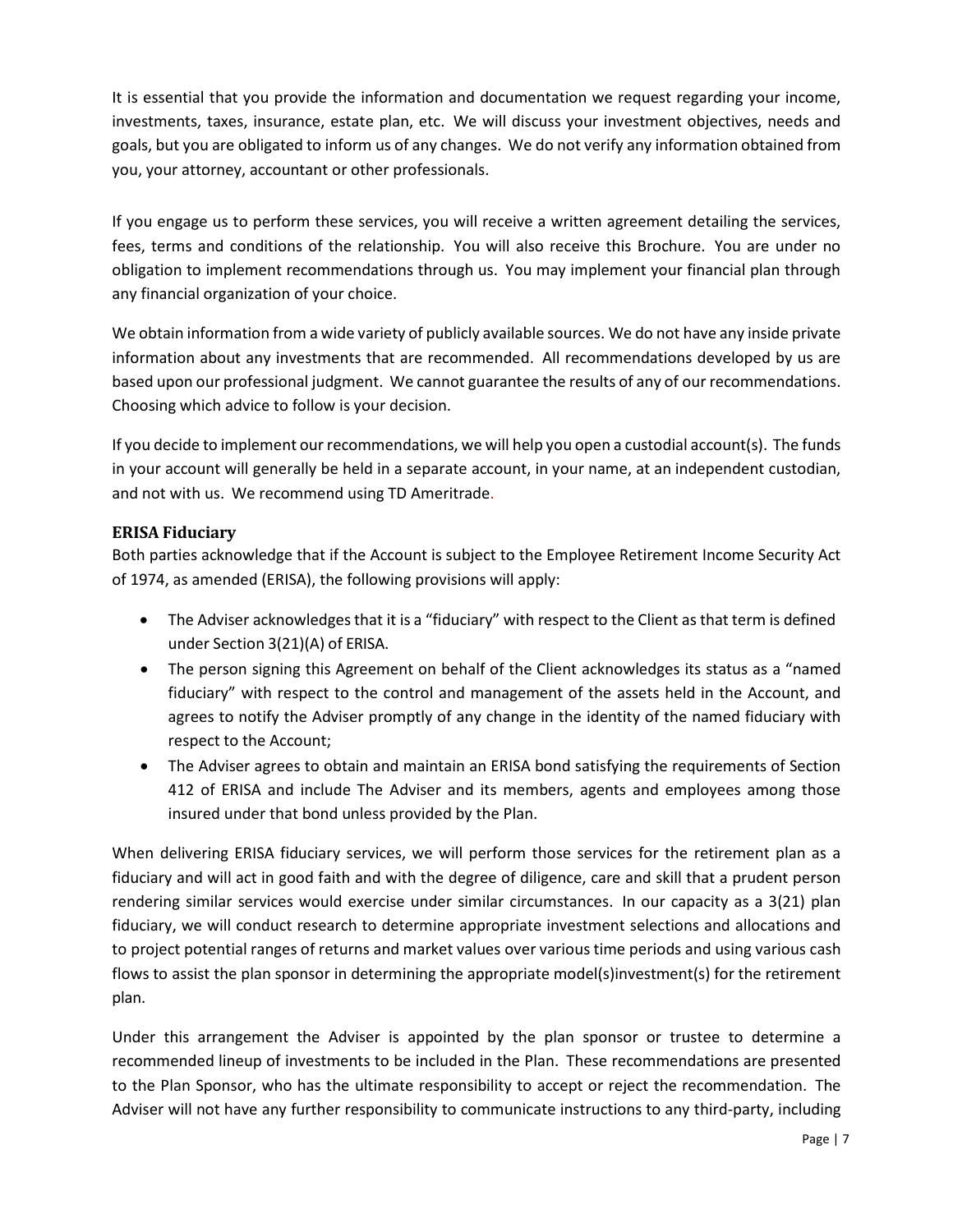It is essential that you provide the information and documentation we request regarding your income, investments, taxes, insurance, estate plan, etc. We will discuss your investment objectives, needs and goals, but you are obligated to inform us of any changes. We do not verify any information obtained from you, your attorney, accountant or other professionals.

If you engage us to perform these services, you will receive a written agreement detailing the services, fees, terms and conditions of the relationship. You will also receive this Brochure. You are under no obligation to implement recommendations through us. You may implement your financial plan through any financial organization of your choice.

We obtain information from a wide variety of publicly available sources. We do not have any inside private information about any investments that are recommended. All recommendations developed by us are based upon our professional judgment. We cannot guarantee the results of any of our recommendations. Choosing which advice to follow is your decision.

If you decide to implement our recommendations, we will help you open a custodial account(s). The funds in your account will generally be held in a separate account, in your name, at an independent custodian, and not with us. We recommend using TD Ameritrade.

### ERISA Fiduciary

Both parties acknowledge that if the Account is subject to the Employee Retirement Income Security Act of 1974, as amended (ERISA), the following provisions will apply:

- The Adviser acknowledges that it is a "fiduciary" with respect to the Client as that term is defined under Section 3(21)(A) of ERISA.
- The person signing this Agreement on behalf of the Client acknowledges its status as a "named fiduciary" with respect to the control and management of the assets held in the Account, and agrees to notify the Adviser promptly of any change in the identity of the named fiduciary with respect to the Account;
- The Adviser agrees to obtain and maintain an ERISA bond satisfying the requirements of Section 412 of ERISA and include The Adviser and its members, agents and employees among those insured under that bond unless provided by the Plan.

When delivering ERISA fiduciary services, we will perform those services for the retirement plan as a fiduciary and will act in good faith and with the degree of diligence, care and skill that a prudent person rendering similar services would exercise under similar circumstances. In our capacity as a 3(21) plan fiduciary, we will conduct research to determine appropriate investment selections and allocations and to project potential ranges of returns and market values over various time periods and using various cash flows to assist the plan sponsor in determining the appropriate model(s)investment(s) for the retirement plan.

Under this arrangement the Adviser is appointed by the plan sponsor or trustee to determine a recommended lineup of investments to be included in the Plan. These recommendations are presented to the Plan Sponsor, who has the ultimate responsibility to accept or reject the recommendation. The Adviser will not have any further responsibility to communicate instructions to any third-party, including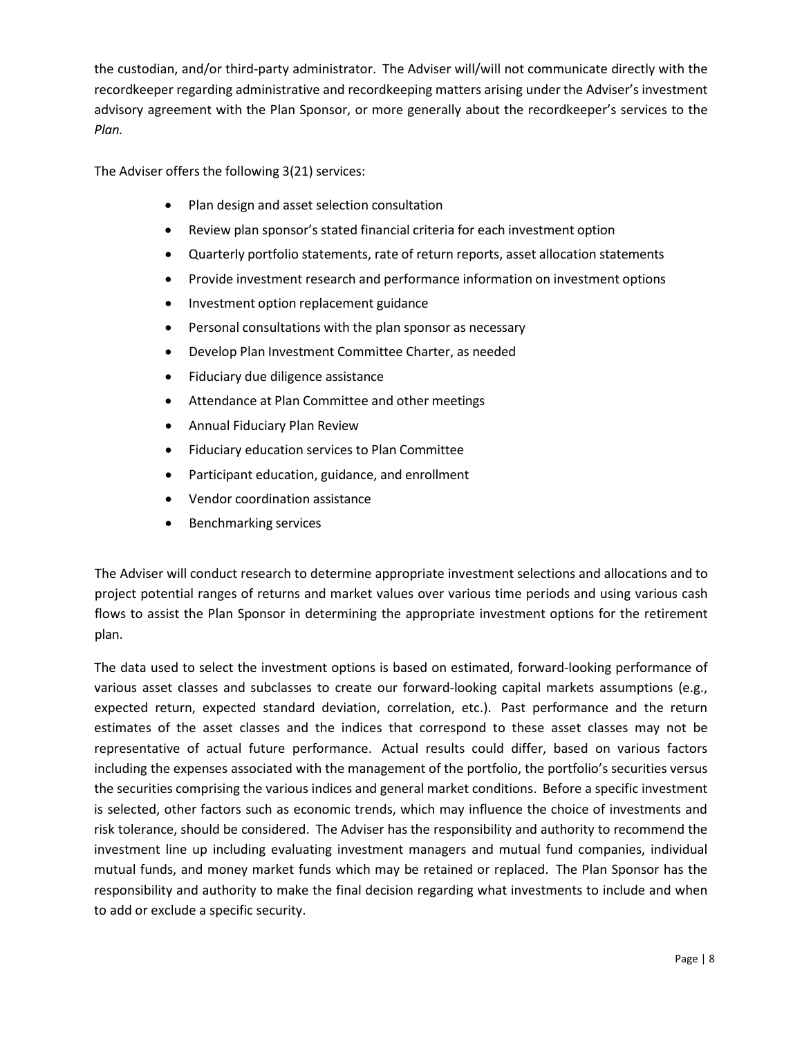the custodian, and/or third-party administrator. The Adviser will/will not communicate directly with the recordkeeper regarding administrative and recordkeeping matters arising under the Adviser's investment advisory agreement with the Plan Sponsor, or more generally about the recordkeeper's services to the *Plan.*

The Adviser offers the following 3(21) services:

- Plan design and asset selection consultation
- Review plan sponsor's stated financial criteria for each investment option
- Quarterly portfolio statements, rate of return reports, asset allocation statements
- Provide investment research and performance information on investment options
- Investment option replacement guidance
- Personal consultations with the plan sponsor as necessary
- Develop Plan Investment Committee Charter, as needed
- Fiduciary due diligence assistance
- Attendance at Plan Committee and other meetings
- Annual Fiduciary Plan Review
- Fiduciary education services to Plan Committee
- Participant education, guidance, and enrollment
- Vendor coordination assistance
- Benchmarking services

The Adviser will conduct research to determine appropriate investment selections and allocations and to project potential ranges of returns and market values over various time periods and using various cash flows to assist the Plan Sponsor in determining the appropriate investment options for the retirement plan.

The data used to select the investment options is based on estimated, forward-looking performance of various asset classes and subclasses to create our forward-looking capital markets assumptions (e.g., expected return, expected standard deviation, correlation, etc.). Past performance and the return estimates of the asset classes and the indices that correspond to these asset classes may not be representative of actual future performance. Actual results could differ, based on various factors including the expenses associated with the management of the portfolio, the portfolio's securities versus the securities comprising the various indices and general market conditions. Before a specific investment is selected, other factors such as economic trends, which may influence the choice of investments and risk tolerance, should be considered. The Adviser has the responsibility and authority to recommend the investment line up including evaluating investment managers and mutual fund companies, individual mutual funds, and money market funds which may be retained or replaced. The Plan Sponsor has the responsibility and authority to make the final decision regarding what investments to include and when to add or exclude a specific security.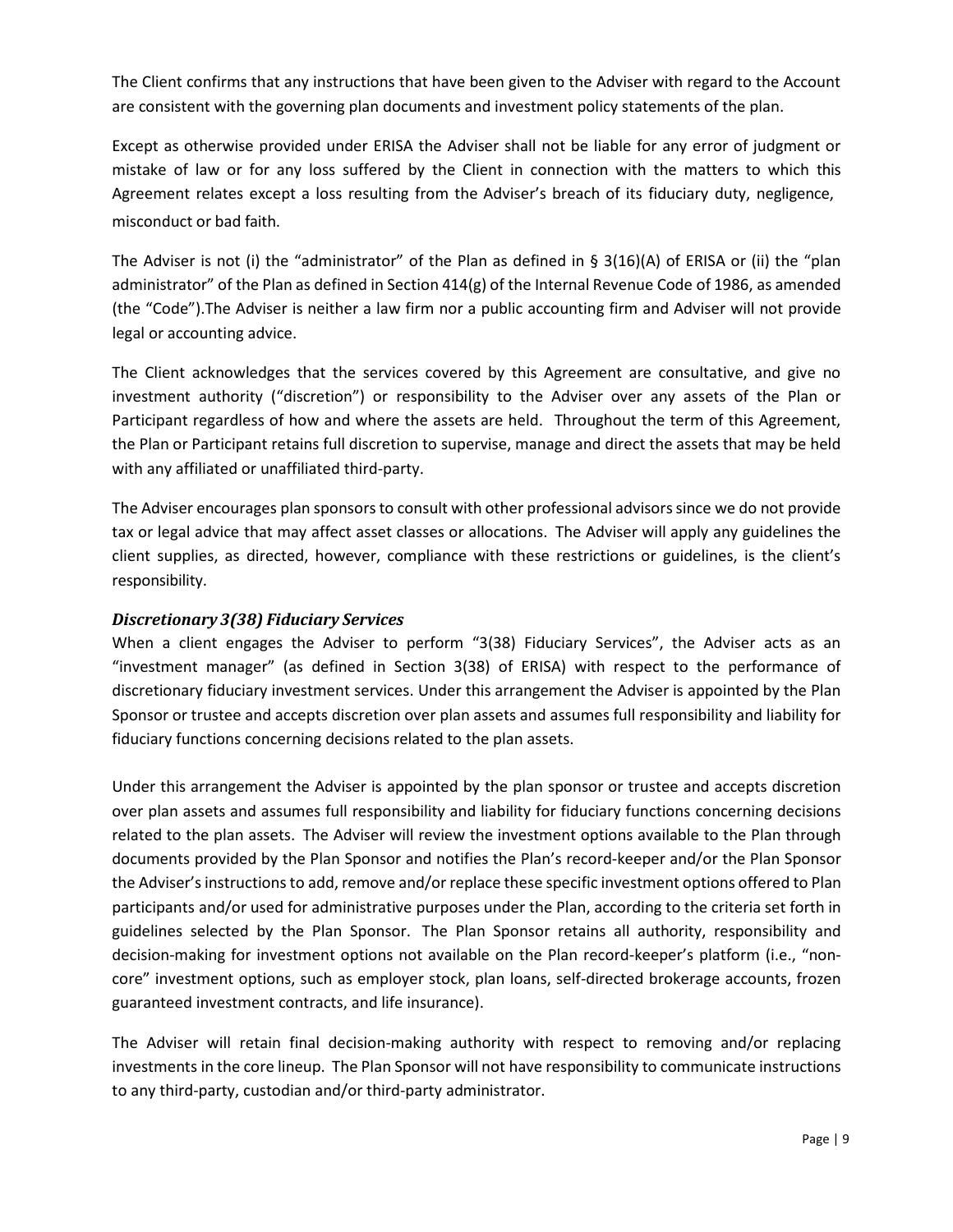The Client confirms that any instructions that have been given to the Adviser with regard to the Account are consistent with the governing plan documents and investment policy statements of the plan.

Except as otherwise provided under ERISA the Adviser shall not be liable for any error of judgment or mistake of law or for any loss suffered by the Client in connection with the matters to which this Agreement relates except a loss resulting from the Adviser's breach of its fiduciary duty, negligence, misconduct or bad faith.

The Adviser is not (i) the "administrator" of the Plan as defined in § 3(16)(A) of ERISA or (ii) the "plan administrator" of the Plan as defined in Section 414(g) of the Internal Revenue Code of 1986, as amended (the "Code").The Adviser is neither a law firm nor a public accounting firm and Adviser will not provide legal or accounting advice.

The Client acknowledges that the services covered by this Agreement are consultative, and give no investment authority ("discretion") or responsibility to the Adviser over any assets of the Plan or Participant regardless of how and where the assets are held. Throughout the term of this Agreement, the Plan or Participant retains full discretion to supervise, manage and direct the assets that may be held with any affiliated or unaffiliated third-party.

The Adviser encourages plan sponsors to consult with other professional advisors since we do not provide tax or legal advice that may affect asset classes or allocations. The Adviser will apply any guidelines the client supplies, as directed, however, compliance with these restrictions or guidelines, is the client's responsibility.

### *Discretionary 3(38) Fiduciary Services*

When a client engages the Adviser to perform "3(38) Fiduciary Services", the Adviser acts as an "investment manager" (as defined in Section 3(38) of ERISA) with respect to the performance of discretionary fiduciary investment services. Under this arrangement the Adviser is appointed by the Plan Sponsor or trustee and accepts discretion over plan assets and assumes full responsibility and liability for fiduciary functions concerning decisions related to the plan assets.

Under this arrangement the Adviser is appointed by the plan sponsor or trustee and accepts discretion over plan assets and assumes full responsibility and liability for fiduciary functions concerning decisions related to the plan assets. The Adviser will review the investment options available to the Plan through documents provided by the Plan Sponsor and notifies the Plan's record-keeper and/or the Plan Sponsor the Adviser's instructions to add, remove and/or replace these specific investment options offered to Plan participants and/or used for administrative purposes under the Plan, according to the criteria set forth in guidelines selected by the Plan Sponsor. The Plan Sponsor retains all authority, responsibility and decision-making for investment options not available on the Plan record-keeper's platform (i.e., "non-core" investment options, such as employer stock, plan loans, self-directed brokerage accounts, frozen guaranteed investment contracts, and life insurance).

The Adviser will retain final decision-making authority with respect to removing and/or replacing investments in the core lineup. The Plan Sponsor will not have responsibility to communicate instructions to any third-party, custodian and/or third-party administrator.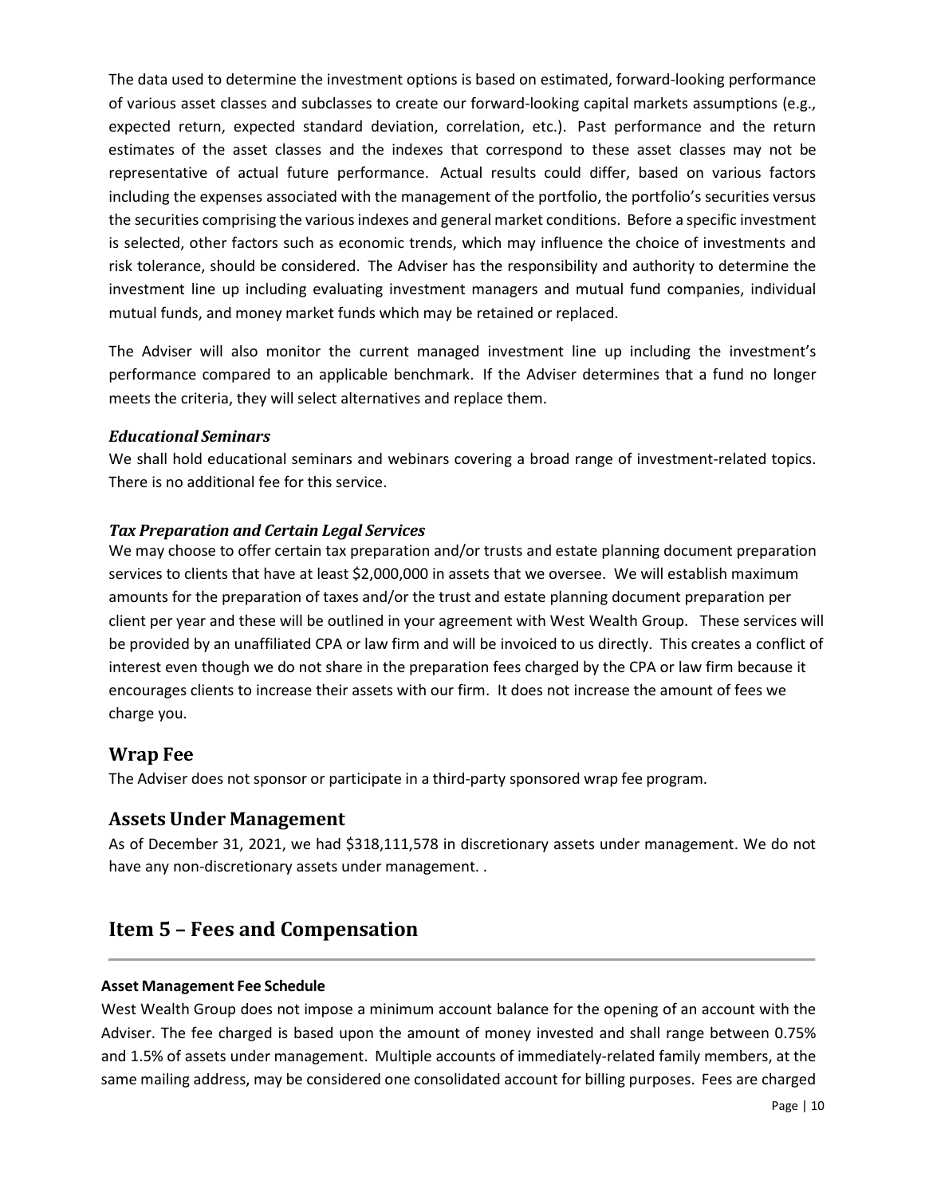The data used to determine the investment options is based on estimated, forward-looking performance of various asset classes and subclasses to create our forward-looking capital markets assumptions (e.g., expected return, expected standard deviation, correlation, etc.). Past performance and the return estimates of the asset classes and the indexes that correspond to these asset classes may not be representative of actual future performance. Actual results could differ, based on various factors including the expenses associated with the management of the portfolio, the portfolio's securities versus the securities comprising the various indexes and general market conditions. Before a specific investment is selected, other factors such as economic trends, which may influence the choice of investments and risk tolerance, should be considered. The Adviser has the responsibility and authority to determine the investment line up including evaluating investment managers and mutual fund companies, individual mutual funds, and money market funds which may be retained or replaced.

The Adviser will also monitor the current managed investment line up including the investment's performance compared to an applicable benchmark. If the Adviser determines that a fund no longer meets the criteria, they will select alternatives and replace them.

### *Educational Seminars*

We shall hold educational seminars and webinars covering a broad range of investment-related topics. There is no additional fee for this service.

### *Tax Preparation and Certain Legal Services*

We may choose to offer certain tax preparation and/or trusts and estate planning document preparation services to clients that have at least $2,000,000 in assets that we oversee. We will establish maximum amounts for the preparation of taxes and/or the trust and estate planning document preparation per client per year and these will be outlined in your agreement with West Wealth Group. These services will be provided by an unaffiliated CPA or law firm and will be invoiced to us directly. This creates a conflict of interest even though we do not share in the preparation fees charged by the CPA or law firm because it encourages clients to increase their assets with our firm. It does not increase the amount of fees we charge you.

## Wrap Fee

The Adviser does not sponsor or participate in a third-party sponsored wrap fee program.

## Assets Under Management

As of December 31, 2021, we had $318,111,578 in discretionary assets under management. We do not have any non-discretionary assets under management. .

# Item 5 – Fees and Compensation

**Asset Management Fee Schedule**

West Wealth Group does not impose a minimum account balance for the opening of an account with the Adviser. The fee charged is based upon the amount of money invested and shall range between 0.75% and 1.5% of assets under management. Multiple accounts of immediately-related family members, at the same mailing address, may be considered one consolidated account for billing purposes. Fees are charged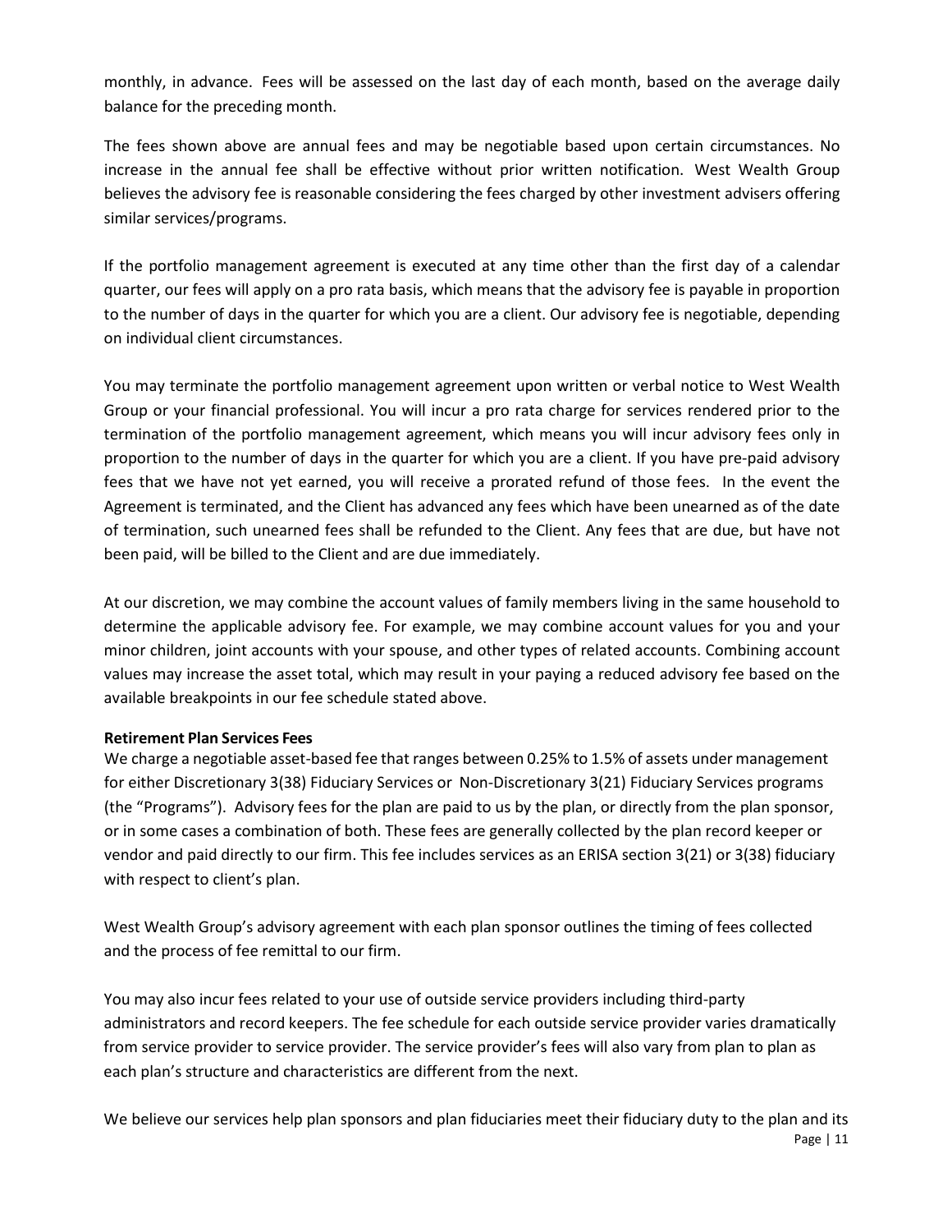monthly, in advance. Fees will be assessed on the last day of each month, based on the average daily balance for the preceding month.

The fees shown above are annual fees and may be negotiable based upon certain circumstances. No increase in the annual fee shall be effective without prior written notification. West Wealth Group believes the advisory fee is reasonable considering the fees charged by other investment advisers offering similar services/programs.

If the portfolio management agreement is executed at any time other than the first day of a calendar quarter, our fees will apply on a pro rata basis, which means that the advisory fee is payable in proportion to the number of days in the quarter for which you are a client. Our advisory fee is negotiable, depending on individual client circumstances.

You may terminate the portfolio management agreement upon written or verbal notice to West Wealth Group or your financial professional. You will incur a pro rata charge for services rendered prior to the termination of the portfolio management agreement, which means you will incur advisory fees only in proportion to the number of days in the quarter for which you are a client. If you have pre-paid advisory fees that we have not yet earned, you will receive a prorated refund of those fees. In the event the Agreement is terminated, and the Client has advanced any fees which have been unearned as of the date of termination, such unearned fees shall be refunded to the Client. Any fees that are due, but have not been paid, will be billed to the Client and are due immediately.

At our discretion, we may combine the account values of family members living in the same household to determine the applicable advisory fee. For example, we may combine account values for you and your minor children, joint accounts with your spouse, and other types of related accounts. Combining account values may increase the asset total, which may result in your paying a reduced advisory fee based on the available breakpoints in our fee schedule stated above.

**Retirement Plan Services Fees**

We charge a negotiable asset-based fee that ranges between 0.25% to 1.5% of assets under management for either Discretionary 3(38) Fiduciary Services or Non-Discretionary 3(21) Fiduciary Services programs (the "Programs"). Advisory fees for the plan are paid to us by the plan, or directly from the plan sponsor, or in some cases a combination of both. These fees are generally collected by the plan record keeper or vendor and paid directly to our firm. This fee includes services as an ERISA section 3(21) or 3(38) fiduciary with respect to client's plan.

West Wealth Group's advisory agreement with each plan sponsor outlines the timing of fees collected and the process of fee remittal to our firm.

You may also incur fees related to your use of outside service providers including third-party administrators and record keepers. The fee schedule for each outside service provider varies dramatically from service provider to service provider. The service provider's fees will also vary from plan to plan as each plan's structure and characteristics are different from the next.

We believe our services help plan sponsors and plan fiduciaries meet their fiduciary duty to the plan and its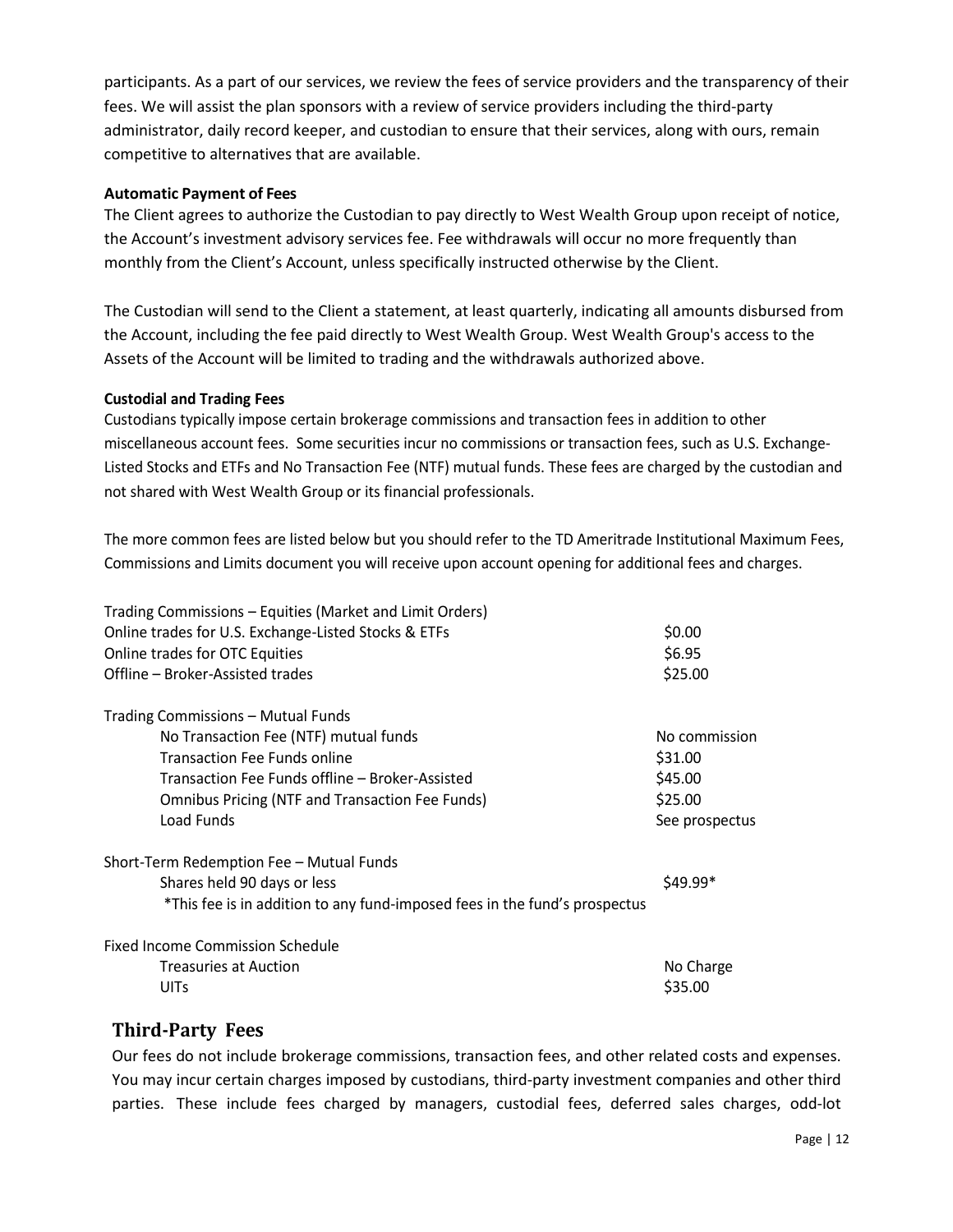participants. As a part of our services, we review the fees of service providers and the transparency of their fees. We will assist the plan sponsors with a review of service providers including the third-party administrator, daily record keeper, and custodian to ensure that their services, along with ours, remain competitive to alternatives that are available.

**Automatic Payment of Fees**

The Client agrees to authorize the Custodian to pay directly to West Wealth Group upon receipt of notice, the Account's investment advisory services fee. Fee withdrawals will occur no more frequently than monthly from the Client's Account, unless specifically instructed otherwise by the Client.

The Custodian will send to the Client a statement, at least quarterly, indicating all amounts disbursed from the Account, including the fee paid directly to West Wealth Group. West Wealth Group's access to the Assets of the Account will be limited to trading and the withdrawals authorized above.

**Custodial and Trading Fees**

Custodians typically impose certain brokerage commissions and transaction fees in addition to other miscellaneous account fees. Some securities incur no commissions or transaction fees, such as U.S. Exchange-Listed Stocks and ETFs and No Transaction Fee (NTF) mutual funds. These fees are charged by the custodian and not shared with West Wealth Group or its financial professionals.

The more common fees are listed below but you should refer to the TD Ameritrade Institutional Maximum Fees, Commissions and Limits document you will receive upon account opening for additional fees and charges.

| | |
|---|---|
| Trading Commissions – Equities (Market and Limit Orders) | |
| Online trades for U.S. Exchange-Listed Stocks & ETFs | $0.00 |
| Online trades for OTC Equities | $6.95 |
| Offline – Broker-Assisted trades | $25.00 |
| Trading Commissions – Mutual Funds | |
| No Transaction Fee (NTF) mutual funds | No commission |
| Transaction Fee Funds online | $31.00 |
| Transaction Fee Funds offline – Broker-Assisted | $45.00 |
| Omnibus Pricing (NTF and Transaction Fee Funds) | $25.00 |
| Load Funds | See prospectus |
| Short-Term Redemption Fee – Mutual Funds | |
| Shares held 90 days or less | $49.99* |
| *This fee is in addition to any fund-imposed fees in the fund's prospectus | |
| Fixed Income Commission Schedule | |
| Treasuries at Auction | No Charge |
| UITs | $35.00 |

## Third-Party Fees

Our fees do not include brokerage commissions, transaction fees, and other related costs and expenses. You may incur certain charges imposed by custodians, third-party investment companies and other third parties. These include fees charged by managers, custodial fees, deferred sales charges, odd-lot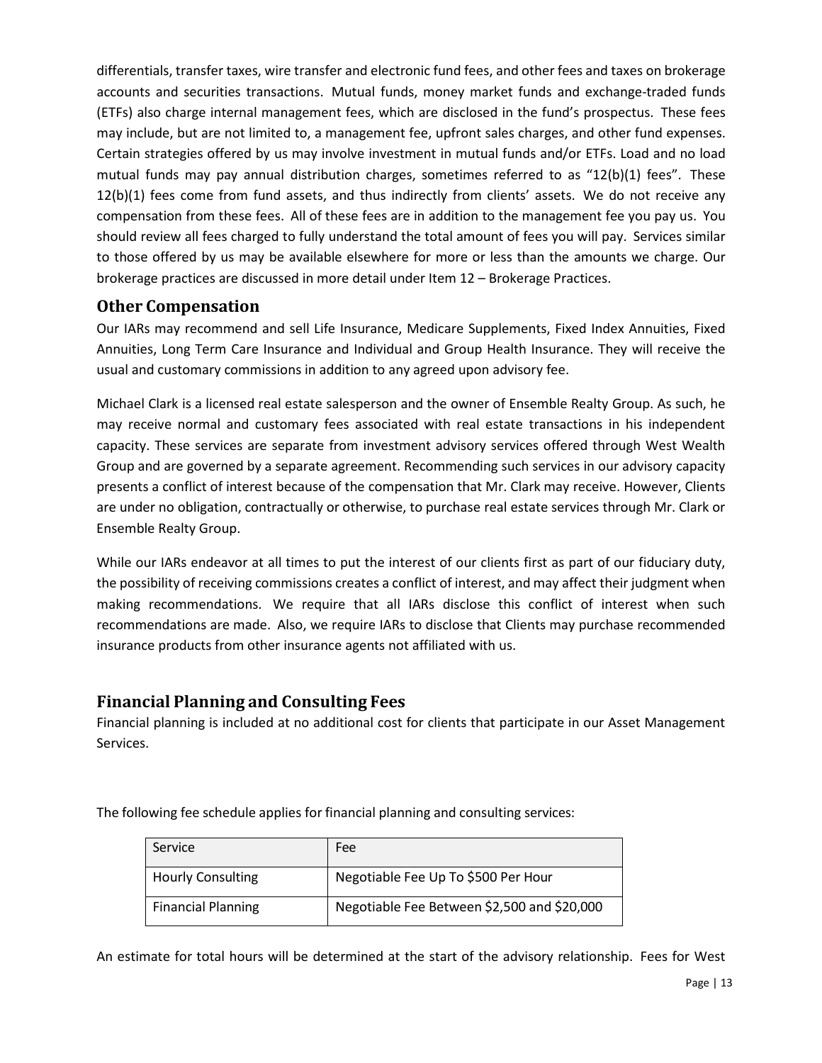differentials, transfer taxes, wire transfer and electronic fund fees, and other fees and taxes on brokerage accounts and securities transactions. Mutual funds, money market funds and exchange-traded funds (ETFs) also charge internal management fees, which are disclosed in the fund's prospectus. These fees may include, but are not limited to, a management fee, upfront sales charges, and other fund expenses. Certain strategies offered by us may involve investment in mutual funds and/or ETFs. Load and no load mutual funds may pay annual distribution charges, sometimes referred to as "12(b)(1) fees". These 12(b)(1) fees come from fund assets, and thus indirectly from clients' assets. We do not receive any compensation from these fees. All of these fees are in addition to the management fee you pay us. You should review all fees charged to fully understand the total amount of fees you will pay. Services similar to those offered by us may be available elsewhere for more or less than the amounts we charge. Our brokerage practices are discussed in more detail under Item 12 – Brokerage Practices.

## Other Compensation

Our IARs may recommend and sell Life Insurance, Medicare Supplements, Fixed Index Annuities, Fixed Annuities, Long Term Care Insurance and Individual and Group Health Insurance. They will receive the usual and customary commissions in addition to any agreed upon advisory fee.

Michael Clark is a licensed real estate salesperson and the owner of Ensemble Realty Group. As such, he may receive normal and customary fees associated with real estate transactions in his independent capacity. These services are separate from investment advisory services offered through West Wealth Group and are governed by a separate agreement. Recommending such services in our advisory capacity presents a conflict of interest because of the compensation that Mr. Clark may receive. However, Clients are under no obligation, contractually or otherwise, to purchase real estate services through Mr. Clark or Ensemble Realty Group.

While our IARs endeavor at all times to put the interest of our clients first as part of our fiduciary duty, the possibility of receiving commissions creates a conflict of interest, and may affect their judgment when making recommendations. We require that all IARs disclose this conflict of interest when such recommendations are made. Also, we require IARs to disclose that Clients may purchase recommended insurance products from other insurance agents not affiliated with us.

## Financial Planning and Consulting Fees

Financial planning is included at no additional cost for clients that participate in our Asset Management Services.

The following fee schedule applies for financial planning and consulting services:

| Service | Fee |
|---|---|
| Hourly Consulting | Negotiable Fee Up To $500 Per Hour |
| Financial Planning | Negotiable Fee Between $2,500 and $20,000 |

An estimate for total hours will be determined at the start of the advisory relationship. Fees for West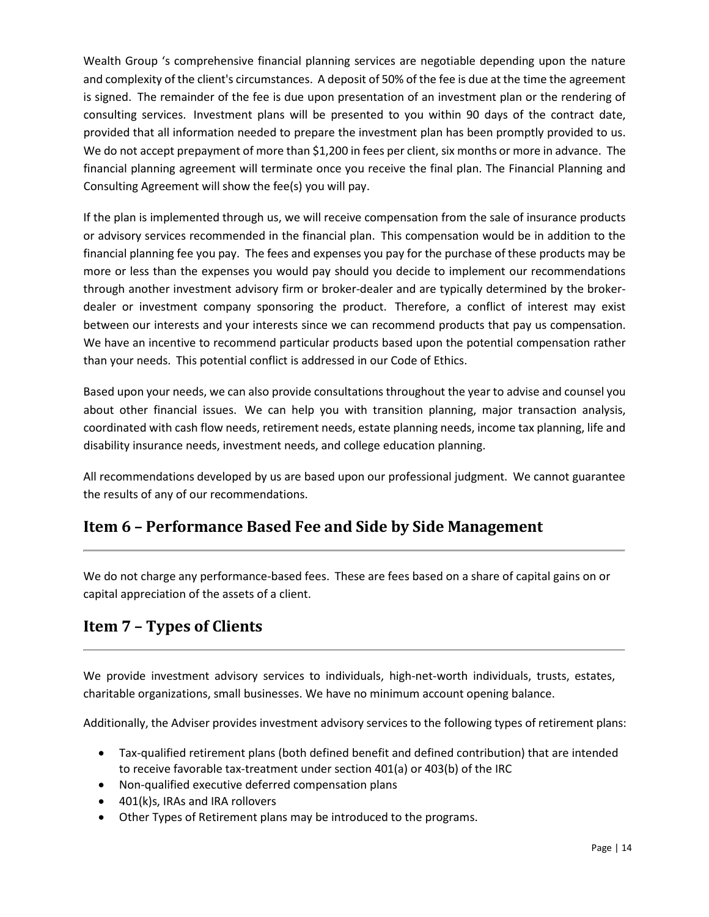Wealth Group 's comprehensive financial planning services are negotiable depending upon the nature and complexity of the client's circumstances. A deposit of 50% of the fee is due at the time the agreement is signed. The remainder of the fee is due upon presentation of an investment plan or the rendering of consulting services. Investment plans will be presented to you within 90 days of the contract date, provided that all information needed to prepare the investment plan has been promptly provided to us. We do not accept prepayment of more than $1,200 in fees per client, six months or more in advance. The financial planning agreement will terminate once you receive the final plan. The Financial Planning and Consulting Agreement will show the fee(s) you will pay.

If the plan is implemented through us, we will receive compensation from the sale of insurance products or advisory services recommended in the financial plan. This compensation would be in addition to the financial planning fee you pay. The fees and expenses you pay for the purchase of these products may be more or less than the expenses you would pay should you decide to implement our recommendations through another investment advisory firm or broker-dealer and are typically determined by the broker-dealer or investment company sponsoring the product. Therefore, a conflict of interest may exist between our interests and your interests since we can recommend products that pay us compensation. We have an incentive to recommend particular products based upon the potential compensation rather than your needs. This potential conflict is addressed in our Code of Ethics.

Based upon your needs, we can also provide consultations throughout the year to advise and counsel you about other financial issues. We can help you with transition planning, major transaction analysis, coordinated with cash flow needs, retirement needs, estate planning needs, income tax planning, life and disability insurance needs, investment needs, and college education planning.

All recommendations developed by us are based upon our professional judgment. We cannot guarantee the results of any of our recommendations.

## Item 6 – Performance Based Fee and Side by Side Management

We do not charge any performance-based fees. These are fees based on a share of capital gains on or capital appreciation of the assets of a client.

## Item 7 – Types of Clients

We provide investment advisory services to individuals, high-net-worth individuals, trusts, estates, charitable organizations, small businesses. We have no minimum account opening balance.

Additionally, the Adviser provides investment advisory services to the following types of retirement plans:

- Tax-qualified retirement plans (both defined benefit and defined contribution) that are intended to receive favorable tax-treatment under section 401(a) or 403(b) of the IRC
- Non-qualified executive deferred compensation plans
- 401(k)s, IRAs and IRA rollovers
- Other Types of Retirement plans may be introduced to the programs.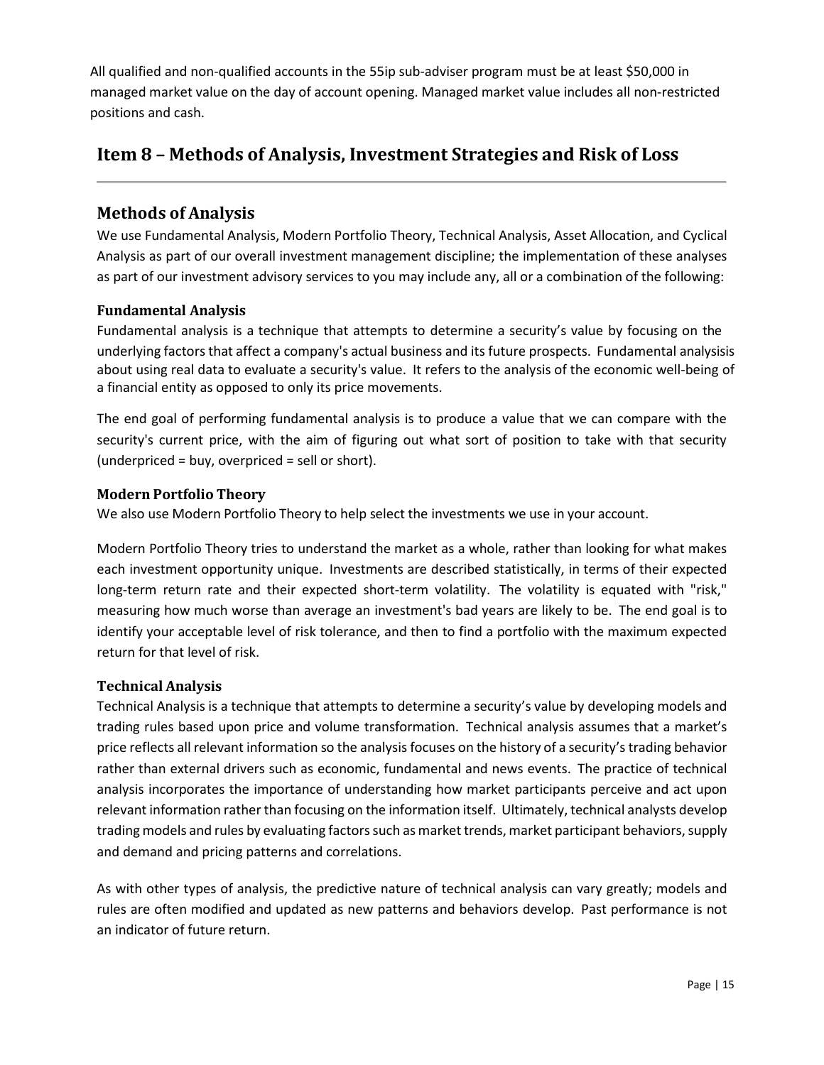All qualified and non-qualified accounts in the 55ip sub-adviser program must be at least $50,000 in managed market value on the day of account opening. Managed market value includes all non-restricted positions and cash.

## Item 8 – Methods of Analysis, Investment Strategies and Risk of Loss

### Methods of Analysis

We use Fundamental Analysis, Modern Portfolio Theory, Technical Analysis, Asset Allocation, and Cyclical Analysis as part of our overall investment management discipline; the implementation of these analyses as part of our investment advisory services to you may include any, all or a combination of the following:

#### Fundamental Analysis

Fundamental analysis is a technique that attempts to determine a security's value by focusing on the underlying factors that affect a company's actual business and its future prospects. Fundamental analysisis about using real data to evaluate a security's value. It refers to the analysis of the economic well-being of a financial entity as opposed to only its price movements.

The end goal of performing fundamental analysis is to produce a value that we can compare with the security's current price, with the aim of figuring out what sort of position to take with that security (underpriced = buy, overpriced = sell or short).

#### Modern Portfolio Theory

We also use Modern Portfolio Theory to help select the investments we use in your account.

Modern Portfolio Theory tries to understand the market as a whole, rather than looking for what makes each investment opportunity unique. Investments are described statistically, in terms of their expected long-term return rate and their expected short-term volatility. The volatility is equated with "risk," measuring how much worse than average an investment's bad years are likely to be. The end goal is to identify your acceptable level of risk tolerance, and then to find a portfolio with the maximum expected return for that level of risk.

#### Technical Analysis

Technical Analysis is a technique that attempts to determine a security's value by developing models and trading rules based upon price and volume transformation. Technical analysis assumes that a market's price reflects all relevant information so the analysis focuses on the history of a security's trading behavior rather than external drivers such as economic, fundamental and news events. The practice of technical analysis incorporates the importance of understanding how market participants perceive and act upon relevant information rather than focusing on the information itself. Ultimately, technical analysts develop trading models and rules by evaluating factors such as market trends, market participant behaviors, supply and demand and pricing patterns and correlations.

As with other types of analysis, the predictive nature of technical analysis can vary greatly; models and rules are often modified and updated as new patterns and behaviors develop. Past performance is not an indicator of future return.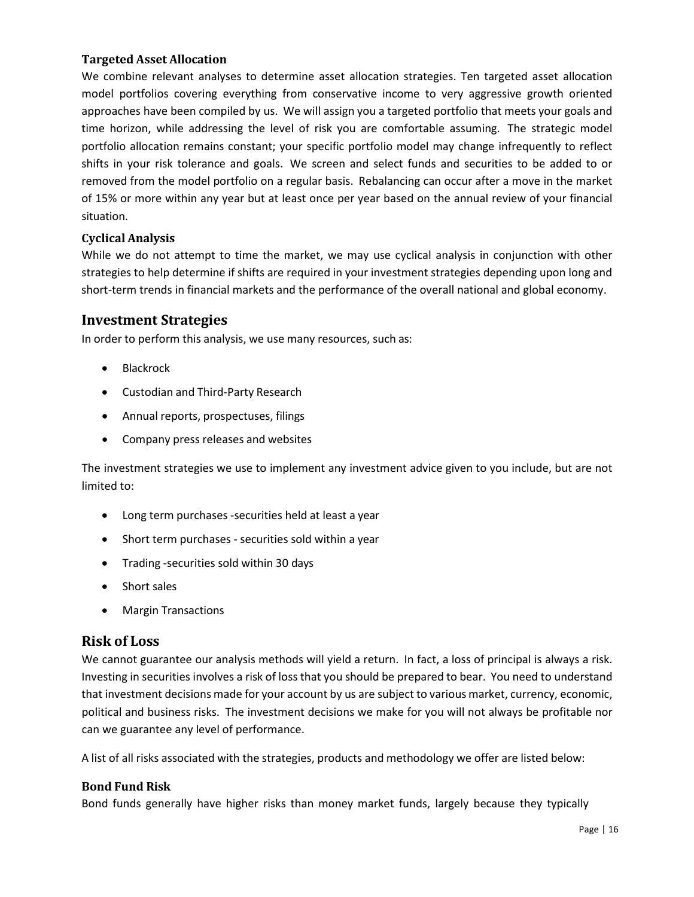### Targeted Asset Allocation

We combine relevant analyses to determine asset allocation strategies. Ten targeted asset allocation model portfolios covering everything from conservative income to very aggressive growth oriented approaches have been compiled by us. We will assign you a targeted portfolio that meets your goals and time horizon, while addressing the level of risk you are comfortable assuming. The strategic model portfolio allocation remains constant; your specific portfolio model may change infrequently to reflect shifts in your risk tolerance and goals. We screen and select funds and securities to be added to or removed from the model portfolio on a regular basis. Rebalancing can occur after a move in the market of 15% or more within any year but at least once per year based on the annual review of your financial situation.

### Cyclical Analysis

While we do not attempt to time the market, we may use cyclical analysis in conjunction with other strategies to help determine if shifts are required in your investment strategies depending upon long and short-term trends in financial markets and the performance of the overall national and global economy.

## Investment Strategies

In order to perform this analysis, we use many resources, such as:

- Blackrock
- Custodian and Third-Party Research
- Annual reports, prospectuses, filings
- Company press releases and websites

The investment strategies we use to implement any investment advice given to you include, but are not limited to:

- Long term purchases -securities held at least a year
- Short term purchases - securities sold within a year
- Trading -securities sold within 30 days
- Short sales
- Margin Transactions

## Risk of Loss

We cannot guarantee our analysis methods will yield a return. In fact, a loss of principal is always a risk. Investing in securities involves a risk of loss that you should be prepared to bear. You need to understand that investment decisions made for your account by us are subject to various market, currency, economic, political and business risks. The investment decisions we make for you will not always be profitable nor can we guarantee any level of performance.

A list of all risks associated with the strategies, products and methodology we offer are listed below:

### Bond Fund Risk

Bond funds generally have higher risks than money market funds, largely because they typically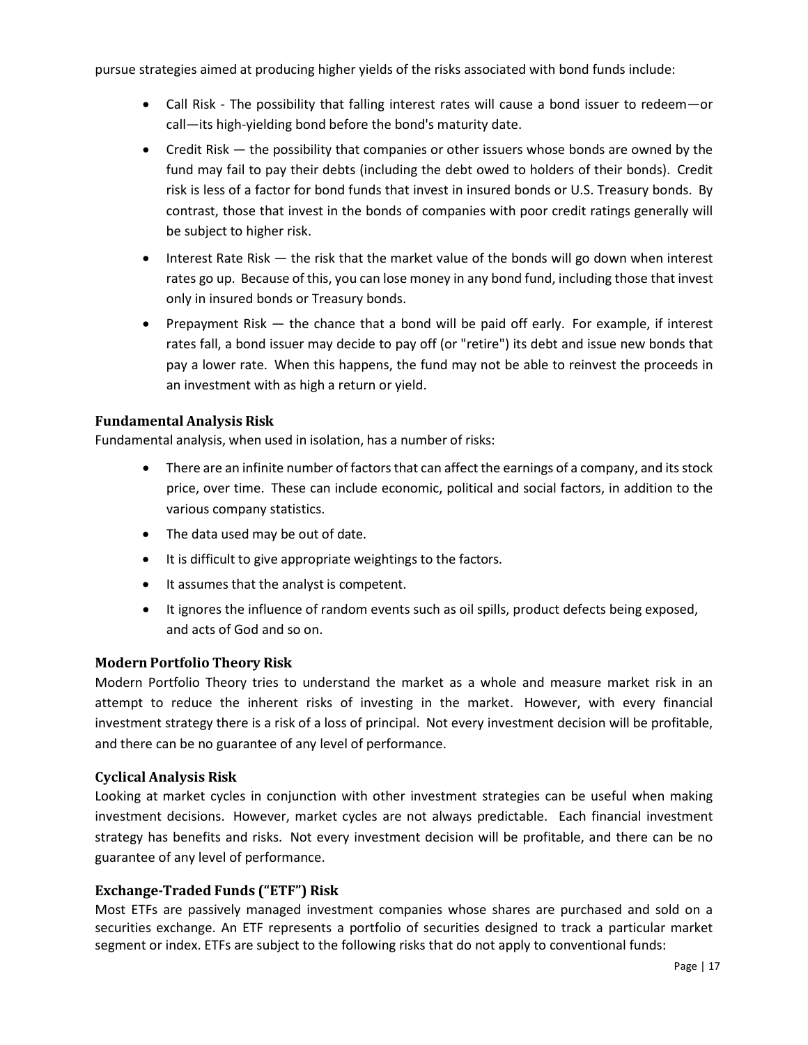pursue strategies aimed at producing higher yields of the risks associated with bond funds include:

- Call Risk - The possibility that falling interest rates will cause a bond issuer to redeem—or call—its high-yielding bond before the bond's maturity date.
- Credit Risk — the possibility that companies or other issuers whose bonds are owned by the fund may fail to pay their debts (including the debt owed to holders of their bonds). Credit risk is less of a factor for bond funds that invest in insured bonds or U.S. Treasury bonds. By contrast, those that invest in the bonds of companies with poor credit ratings generally will be subject to higher risk.
- Interest Rate Risk — the risk that the market value of the bonds will go down when interest rates go up. Because of this, you can lose money in any bond fund, including those that invest only in insured bonds or Treasury bonds.
- Prepayment Risk — the chance that a bond will be paid off early. For example, if interest rates fall, a bond issuer may decide to pay off (or "retire") its debt and issue new bonds that pay a lower rate. When this happens, the fund may not be able to reinvest the proceeds in an investment with as high a return or yield.

### Fundamental Analysis Risk

Fundamental analysis, when used in isolation, has a number of risks:

- There are an infinite number of factors that can affect the earnings of a company, and its stock price, over time. These can include economic, political and social factors, in addition to the various company statistics.
- The data used may be out of date.
- It is difficult to give appropriate weightings to the factors.
- It assumes that the analyst is competent.
- It ignores the influence of random events such as oil spills, product defects being exposed, and acts of God and so on.

### Modern Portfolio Theory Risk

Modern Portfolio Theory tries to understand the market as a whole and measure market risk in an attempt to reduce the inherent risks of investing in the market. However, with every financial investment strategy there is a risk of a loss of principal. Not every investment decision will be profitable, and there can be no guarantee of any level of performance.

### Cyclical Analysis Risk

Looking at market cycles in conjunction with other investment strategies can be useful when making investment decisions. However, market cycles are not always predictable. Each financial investment strategy has benefits and risks. Not every investment decision will be profitable, and there can be no guarantee of any level of performance.

### Exchange-Traded Funds ("ETF") Risk

Most ETFs are passively managed investment companies whose shares are purchased and sold on a securities exchange. An ETF represents a portfolio of securities designed to track a particular market segment or index. ETFs are subject to the following risks that do not apply to conventional funds: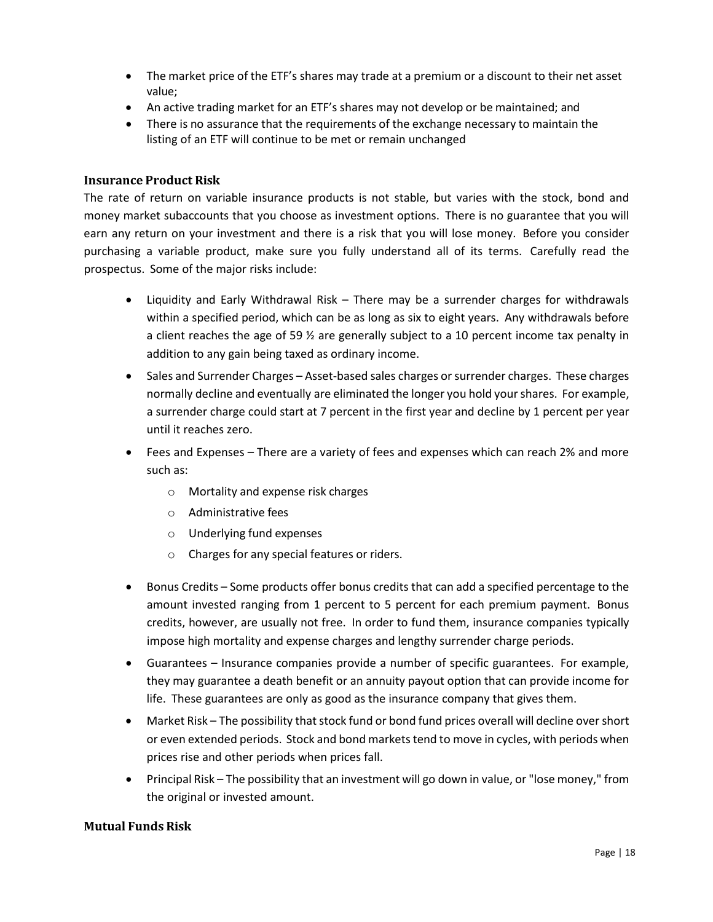- The market price of the ETF's shares may trade at a premium or a discount to their net asset value;
- An active trading market for an ETF's shares may not develop or be maintained; and
- There is no assurance that the requirements of the exchange necessary to maintain the listing of an ETF will continue to be met or remain unchanged

### Insurance Product Risk

The rate of return on variable insurance products is not stable, but varies with the stock, bond and money market subaccounts that you choose as investment options. There is no guarantee that you will earn any return on your investment and there is a risk that you will lose money. Before you consider purchasing a variable product, make sure you fully understand all of its terms. Carefully read the prospectus. Some of the major risks include:

- Liquidity and Early Withdrawal Risk – There may be a surrender charges for withdrawals within a specified period, which can be as long as six to eight years. Any withdrawals before a client reaches the age of 59 ½ are generally subject to a 10 percent income tax penalty in addition to any gain being taxed as ordinary income.
- Sales and Surrender Charges – Asset-based sales charges or surrender charges. These charges normally decline and eventually are eliminated the longer you hold your shares. For example, a surrender charge could start at 7 percent in the first year and decline by 1 percent per year until it reaches zero.
- Fees and Expenses – There are a variety of fees and expenses which can reach 2% and more such as:
  - Mortality and expense risk charges
  - Administrative fees
  - Underlying fund expenses
  - Charges for any special features or riders.
- Bonus Credits – Some products offer bonus credits that can add a specified percentage to the amount invested ranging from 1 percent to 5 percent for each premium payment. Bonus credits, however, are usually not free. In order to fund them, insurance companies typically impose high mortality and expense charges and lengthy surrender charge periods.
- Guarantees – Insurance companies provide a number of specific guarantees. For example, they may guarantee a death benefit or an annuity payout option that can provide income for life. These guarantees are only as good as the insurance company that gives them.
- Market Risk – The possibility that stock fund or bond fund prices overall will decline over short or even extended periods. Stock and bond markets tend to move in cycles, with periods when prices rise and other periods when prices fall.
- Principal Risk – The possibility that an investment will go down in value, or "lose money," from the original or invested amount.

### Mutual Funds Risk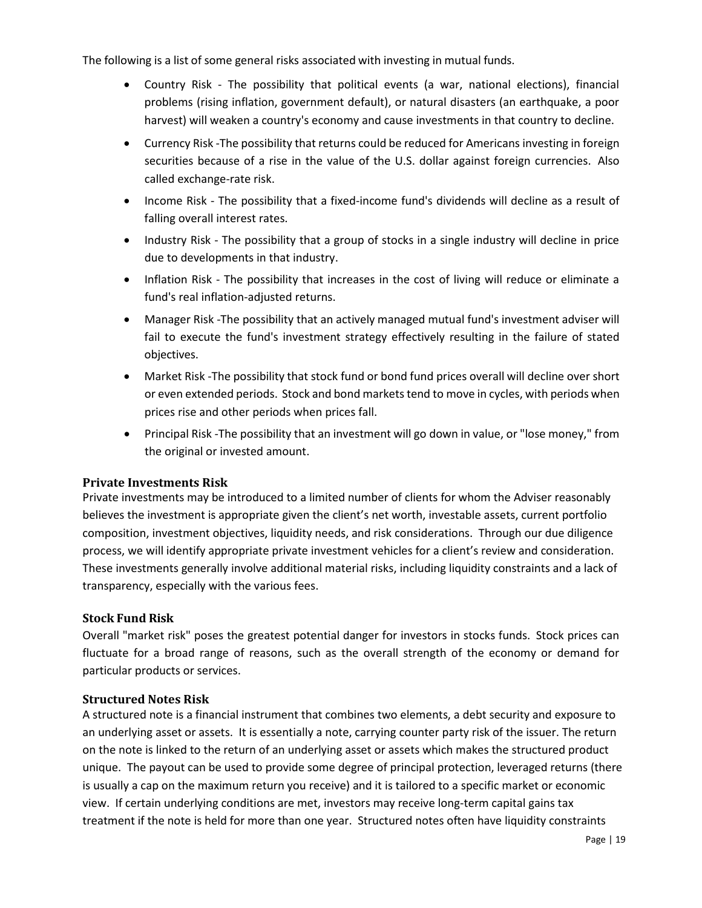The following is a list of some general risks associated with investing in mutual funds.

- Country Risk - The possibility that political events (a war, national elections), financial problems (rising inflation, government default), or natural disasters (an earthquake, a poor harvest) will weaken a country's economy and cause investments in that country to decline.
- Currency Risk -The possibility that returns could be reduced for Americans investing in foreign securities because of a rise in the value of the U.S. dollar against foreign currencies. Also called exchange-rate risk.
- Income Risk - The possibility that a fixed-income fund's dividends will decline as a result of falling overall interest rates.
- Industry Risk - The possibility that a group of stocks in a single industry will decline in price due to developments in that industry.
- Inflation Risk - The possibility that increases in the cost of living will reduce or eliminate a fund's real inflation-adjusted returns.
- Manager Risk -The possibility that an actively managed mutual fund's investment adviser will fail to execute the fund's investment strategy effectively resulting in the failure of stated objectives.
- Market Risk -The possibility that stock fund or bond fund prices overall will decline over short or even extended periods. Stock and bond markets tend to move in cycles, with periods when prices rise and other periods when prices fall.
- Principal Risk -The possibility that an investment will go down in value, or "lose money," from the original or invested amount.

### Private Investments Risk

Private investments may be introduced to a limited number of clients for whom the Adviser reasonably believes the investment is appropriate given the client's net worth, investable assets, current portfolio composition, investment objectives, liquidity needs, and risk considerations. Through our due diligence process, we will identify appropriate private investment vehicles for a client's review and consideration. These investments generally involve additional material risks, including liquidity constraints and a lack of transparency, especially with the various fees.

### Stock Fund Risk

Overall "market risk" poses the greatest potential danger for investors in stocks funds. Stock prices can fluctuate for a broad range of reasons, such as the overall strength of the economy or demand for particular products or services.

### Structured Notes Risk

A structured note is a financial instrument that combines two elements, a debt security and exposure to an underlying asset or assets. It is essentially a note, carrying counter party risk of the issuer. The return on the note is linked to the return of an underlying asset or assets which makes the structured product unique. The payout can be used to provide some degree of principal protection, leveraged returns (there is usually a cap on the maximum return you receive) and it is tailored to a specific market or economic view. If certain underlying conditions are met, investors may receive long-term capital gains tax treatment if the note is held for more than one year. Structured notes often have liquidity constraints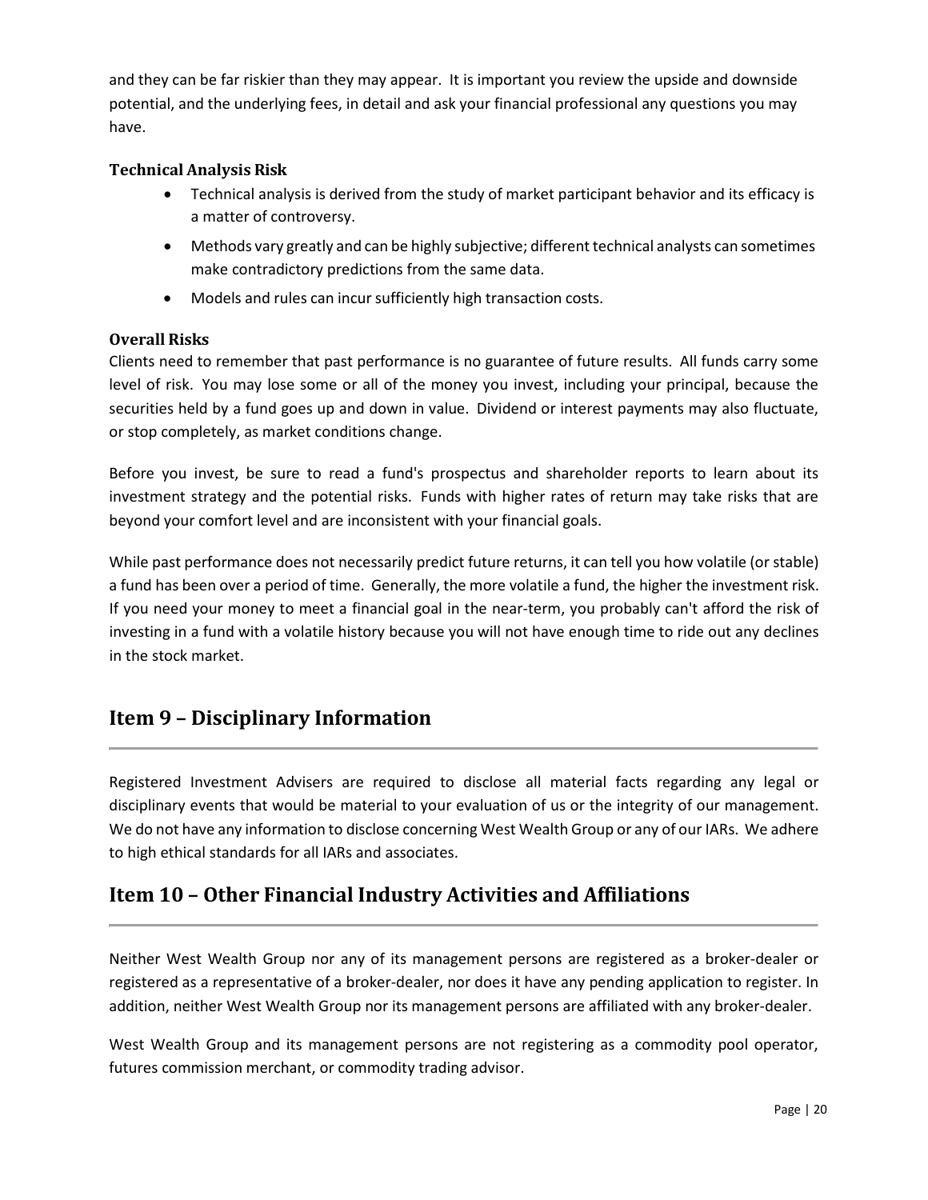and they can be far riskier than they may appear. It is important you review the upside and downside potential, and the underlying fees, in detail and ask your financial professional any questions you may have.

### Technical Analysis Risk

- Technical analysis is derived from the study of market participant behavior and its efficacy is a matter of controversy.
- Methods vary greatly and can be highly subjective; different technical analysts can sometimes make contradictory predictions from the same data.
- Models and rules can incur sufficiently high transaction costs.

### Overall Risks

Clients need to remember that past performance is no guarantee of future results. All funds carry some level of risk. You may lose some or all of the money you invest, including your principal, because the securities held by a fund goes up and down in value. Dividend or interest payments may also fluctuate, or stop completely, as market conditions change.

Before you invest, be sure to read a fund's prospectus and shareholder reports to learn about its investment strategy and the potential risks. Funds with higher rates of return may take risks that are beyond your comfort level and are inconsistent with your financial goals.

While past performance does not necessarily predict future returns, it can tell you how volatile (or stable) a fund has been over a period of time. Generally, the more volatile a fund, the higher the investment risk. If you need your money to meet a financial goal in the near-term, you probably can't afford the risk of investing in a fund with a volatile history because you will not have enough time to ride out any declines in the stock market.

## Item 9 – Disciplinary Information

Registered Investment Advisers are required to disclose all material facts regarding any legal or disciplinary events that would be material to your evaluation of us or the integrity of our management. We do not have any information to disclose concerning West Wealth Group or any of our IARs. We adhere to high ethical standards for all IARs and associates.

## Item 10 – Other Financial Industry Activities and Affiliations

Neither West Wealth Group nor any of its management persons are registered as a broker-dealer or registered as a representative of a broker-dealer, nor does it have any pending application to register. In addition, neither West Wealth Group nor its management persons are affiliated with any broker-dealer.

West Wealth Group and its management persons are not registering as a commodity pool operator, futures commission merchant, or commodity trading advisor.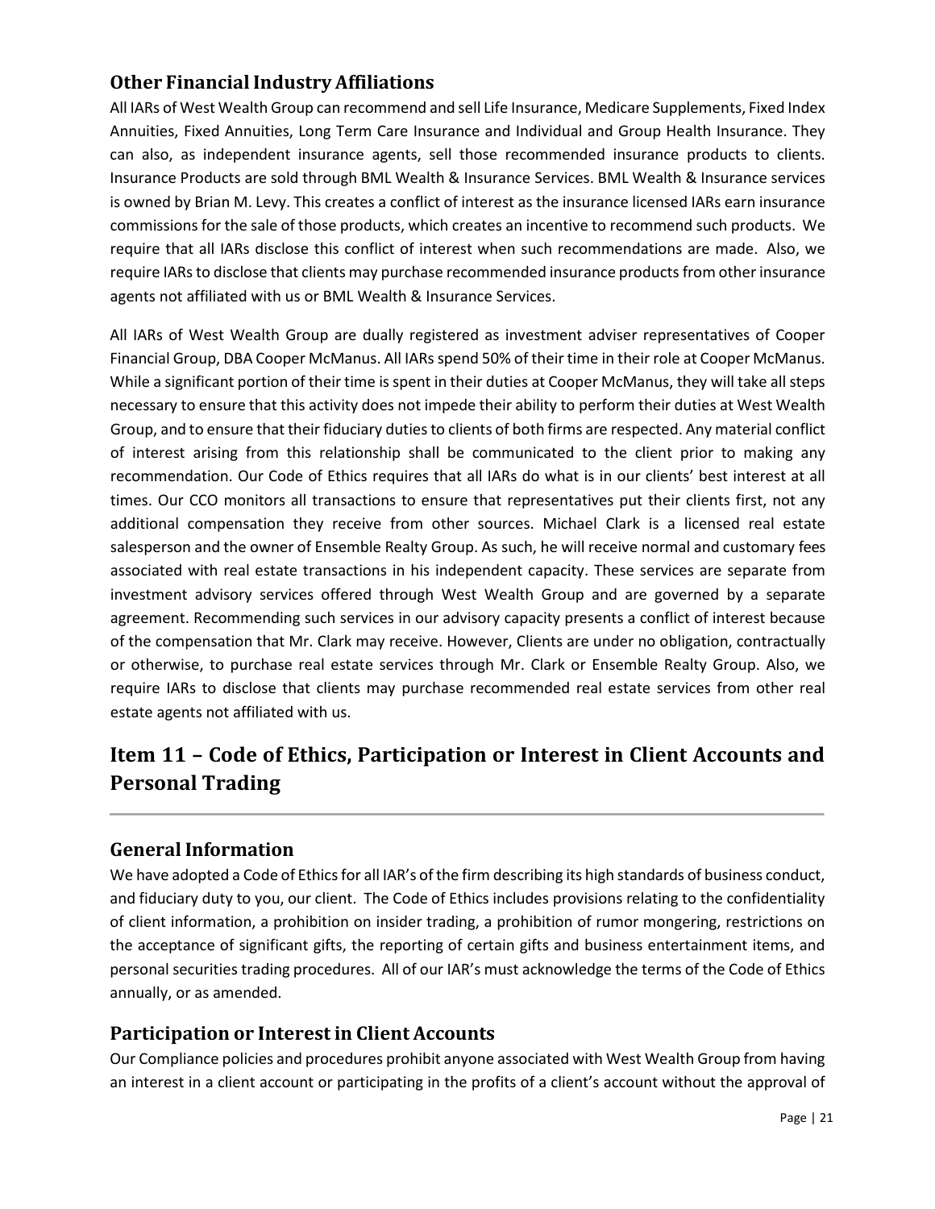### Other Financial Industry Affiliations

All IARs of West Wealth Group can recommend and sell Life Insurance, Medicare Supplements, Fixed Index Annuities, Fixed Annuities, Long Term Care Insurance and Individual and Group Health Insurance. They can also, as independent insurance agents, sell those recommended insurance products to clients. Insurance Products are sold through BML Wealth & Insurance Services. BML Wealth & Insurance services is owned by Brian M. Levy. This creates a conflict of interest as the insurance licensed IARs earn insurance commissions for the sale of those products, which creates an incentive to recommend such products. We require that all IARs disclose this conflict of interest when such recommendations are made. Also, we require IARs to disclose that clients may purchase recommended insurance products from other insurance agents not affiliated with us or BML Wealth & Insurance Services.

All IARs of West Wealth Group are dually registered as investment adviser representatives of Cooper Financial Group, DBA Cooper McManus. All IARs spend 50% of their time in their role at Cooper McManus. While a significant portion of their time is spent in their duties at Cooper McManus, they will take all steps necessary to ensure that this activity does not impede their ability to perform their duties at West Wealth Group, and to ensure that their fiduciary duties to clients of both firms are respected. Any material conflict of interest arising from this relationship shall be communicated to the client prior to making any recommendation. Our Code of Ethics requires that all IARs do what is in our clients' best interest at all times. Our CCO monitors all transactions to ensure that representatives put their clients first, not any additional compensation they receive from other sources. Michael Clark is a licensed real estate salesperson and the owner of Ensemble Realty Group. As such, he will receive normal and customary fees associated with real estate transactions in his independent capacity. These services are separate from investment advisory services offered through West Wealth Group and are governed by a separate agreement. Recommending such services in our advisory capacity presents a conflict of interest because of the compensation that Mr. Clark may receive. However, Clients are under no obligation, contractually or otherwise, to purchase real estate services through Mr. Clark or Ensemble Realty Group. Also, we require IARs to disclose that clients may purchase recommended real estate services from other real estate agents not affiliated with us.

## Item 11 – Code of Ethics, Participation or Interest in Client Accounts and Personal Trading

### General Information

We have adopted a Code of Ethics for all IAR's of the firm describing its high standards of business conduct, and fiduciary duty to you, our client. The Code of Ethics includes provisions relating to the confidentiality of client information, a prohibition on insider trading, a prohibition of rumor mongering, restrictions on the acceptance of significant gifts, the reporting of certain gifts and business entertainment items, and personal securities trading procedures. All of our IAR's must acknowledge the terms of the Code of Ethics annually, or as amended.

### Participation or Interest in Client Accounts

Our Compliance policies and procedures prohibit anyone associated with West Wealth Group from having an interest in a client account or participating in the profits of a client's account without the approval of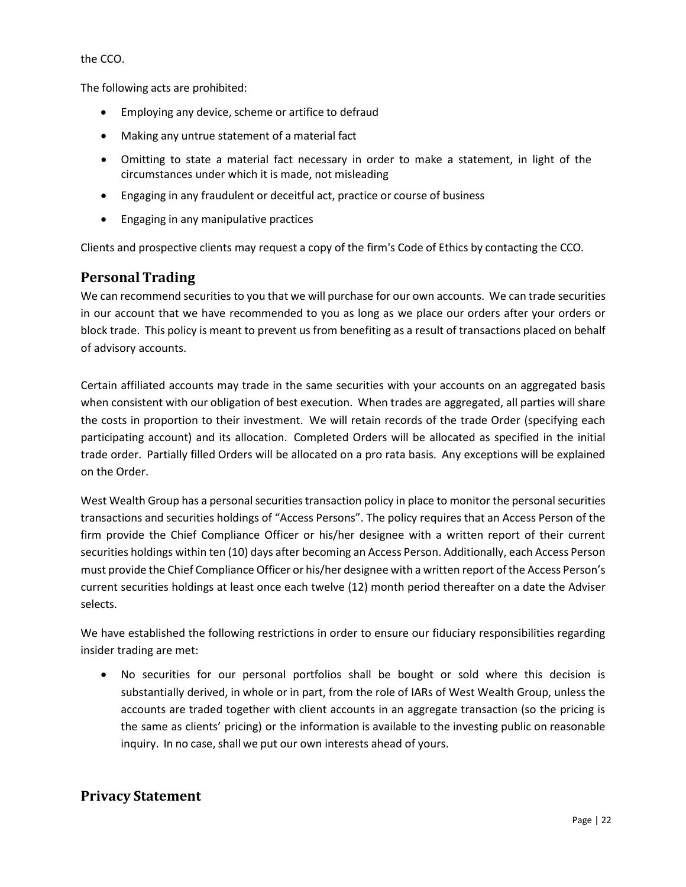the CCO.

The following acts are prohibited:

- Employing any device, scheme or artifice to defraud
- Making any untrue statement of a material fact
- Omitting to state a material fact necessary in order to make a statement, in light of the circumstances under which it is made, not misleading
- Engaging in any fraudulent or deceitful act, practice or course of business
- Engaging in any manipulative practices

Clients and prospective clients may request a copy of the firm's Code of Ethics by contacting the CCO.

## Personal Trading

We can recommend securities to you that we will purchase for our own accounts. We can trade securities in our account that we have recommended to you as long as we place our orders after your orders or block trade. This policy is meant to prevent us from benefiting as a result of transactions placed on behalf of advisory accounts.

Certain affiliated accounts may trade in the same securities with your accounts on an aggregated basis when consistent with our obligation of best execution. When trades are aggregated, all parties will share the costs in proportion to their investment. We will retain records of the trade Order (specifying each participating account) and its allocation. Completed Orders will be allocated as specified in the initial trade order. Partially filled Orders will be allocated on a pro rata basis. Any exceptions will be explained on the Order.

West Wealth Group has a personal securities transaction policy in place to monitor the personal securities transactions and securities holdings of "Access Persons". The policy requires that an Access Person of the firm provide the Chief Compliance Officer or his/her designee with a written report of their current securities holdings within ten (10) days after becoming an Access Person. Additionally, each Access Person must provide the Chief Compliance Officer or his/her designee with a written report of the Access Person's current securities holdings at least once each twelve (12) month period thereafter on a date the Adviser selects.

We have established the following restrictions in order to ensure our fiduciary responsibilities regarding insider trading are met:

- No securities for our personal portfolios shall be bought or sold where this decision is substantially derived, in whole or in part, from the role of IARs of West Wealth Group, unless the accounts are traded together with client accounts in an aggregate transaction (so the pricing is the same as clients' pricing) or the information is available to the investing public on reasonable inquiry. In no case, shall we put our own interests ahead of yours.

## Privacy Statement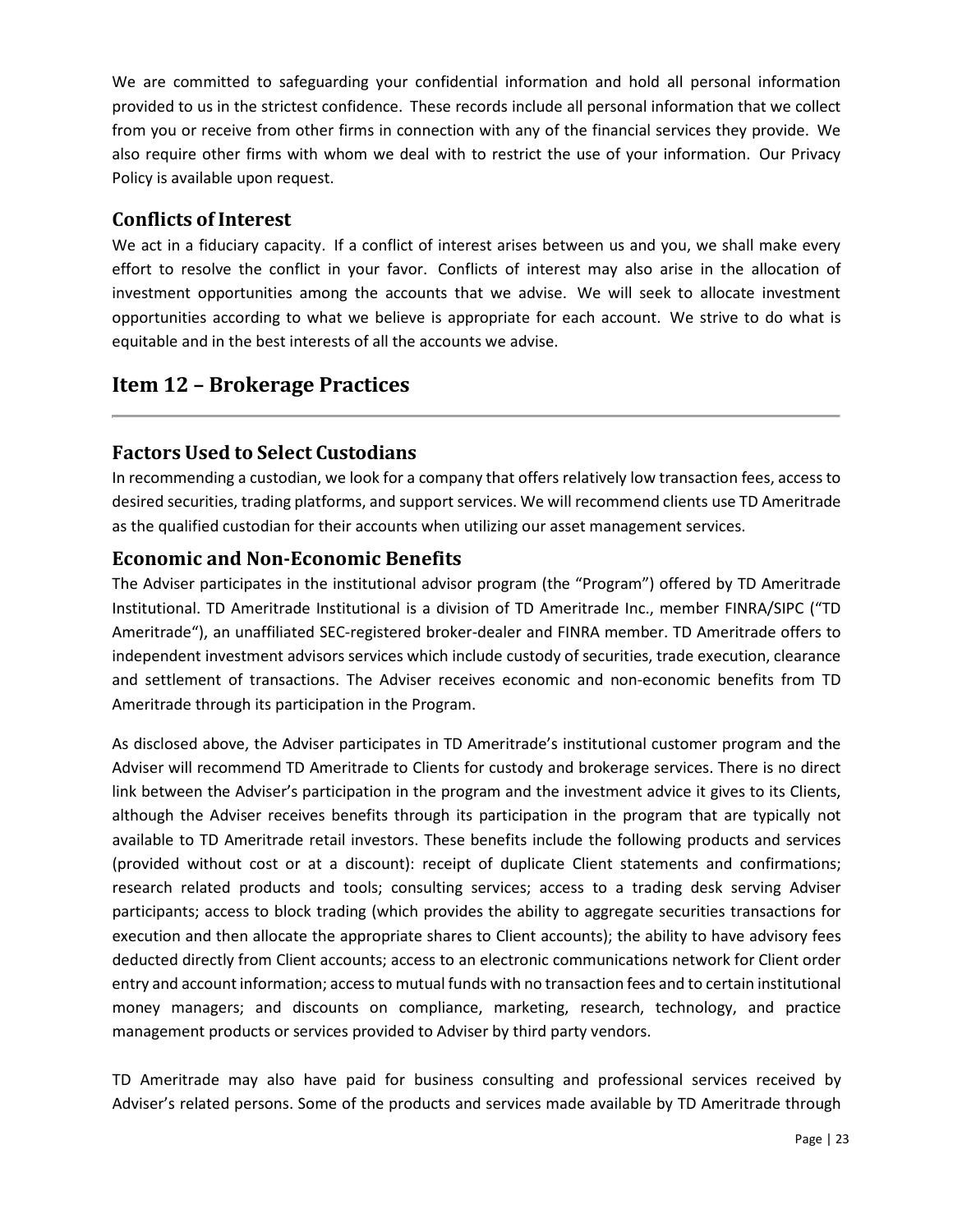We are committed to safeguarding your confidential information and hold all personal information provided to us in the strictest confidence. These records include all personal information that we collect from you or receive from other firms in connection with any of the financial services they provide. We also require other firms with whom we deal with to restrict the use of your information. Our Privacy Policy is available upon request.

### Conflicts of Interest

We act in a fiduciary capacity. If a conflict of interest arises between us and you, we shall make every effort to resolve the conflict in your favor. Conflicts of interest may also arise in the allocation of investment opportunities among the accounts that we advise. We will seek to allocate investment opportunities according to what we believe is appropriate for each account. We strive to do what is equitable and in the best interests of all the accounts we advise.

## Item 12 – Brokerage Practices

### Factors Used to Select Custodians

In recommending a custodian, we look for a company that offers relatively low transaction fees, access to desired securities, trading platforms, and support services. We will recommend clients use TD Ameritrade as the qualified custodian for their accounts when utilizing our asset management services.

### Economic and Non-Economic Benefits

The Adviser participates in the institutional advisor program (the "Program") offered by TD Ameritrade Institutional. TD Ameritrade Institutional is a division of TD Ameritrade Inc., member FINRA/SIPC ("TD Ameritrade"), an unaffiliated SEC-registered broker-dealer and FINRA member. TD Ameritrade offers to independent investment advisors services which include custody of securities, trade execution, clearance and settlement of transactions. The Adviser receives economic and non-economic benefits from TD Ameritrade through its participation in the Program.

As disclosed above, the Adviser participates in TD Ameritrade's institutional customer program and the Adviser will recommend TD Ameritrade to Clients for custody and brokerage services. There is no direct link between the Adviser's participation in the program and the investment advice it gives to its Clients, although the Adviser receives benefits through its participation in the program that are typically not available to TD Ameritrade retail investors. These benefits include the following products and services (provided without cost or at a discount): receipt of duplicate Client statements and confirmations; research related products and tools; consulting services; access to a trading desk serving Adviser participants; access to block trading (which provides the ability to aggregate securities transactions for execution and then allocate the appropriate shares to Client accounts); the ability to have advisory fees deducted directly from Client accounts; access to an electronic communications network for Client order entry and account information; access to mutual funds with no transaction fees and to certain institutional money managers; and discounts on compliance, marketing, research, technology, and practice management products or services provided to Adviser by third party vendors.

TD Ameritrade may also have paid for business consulting and professional services received by Adviser's related persons. Some of the products and services made available by TD Ameritrade through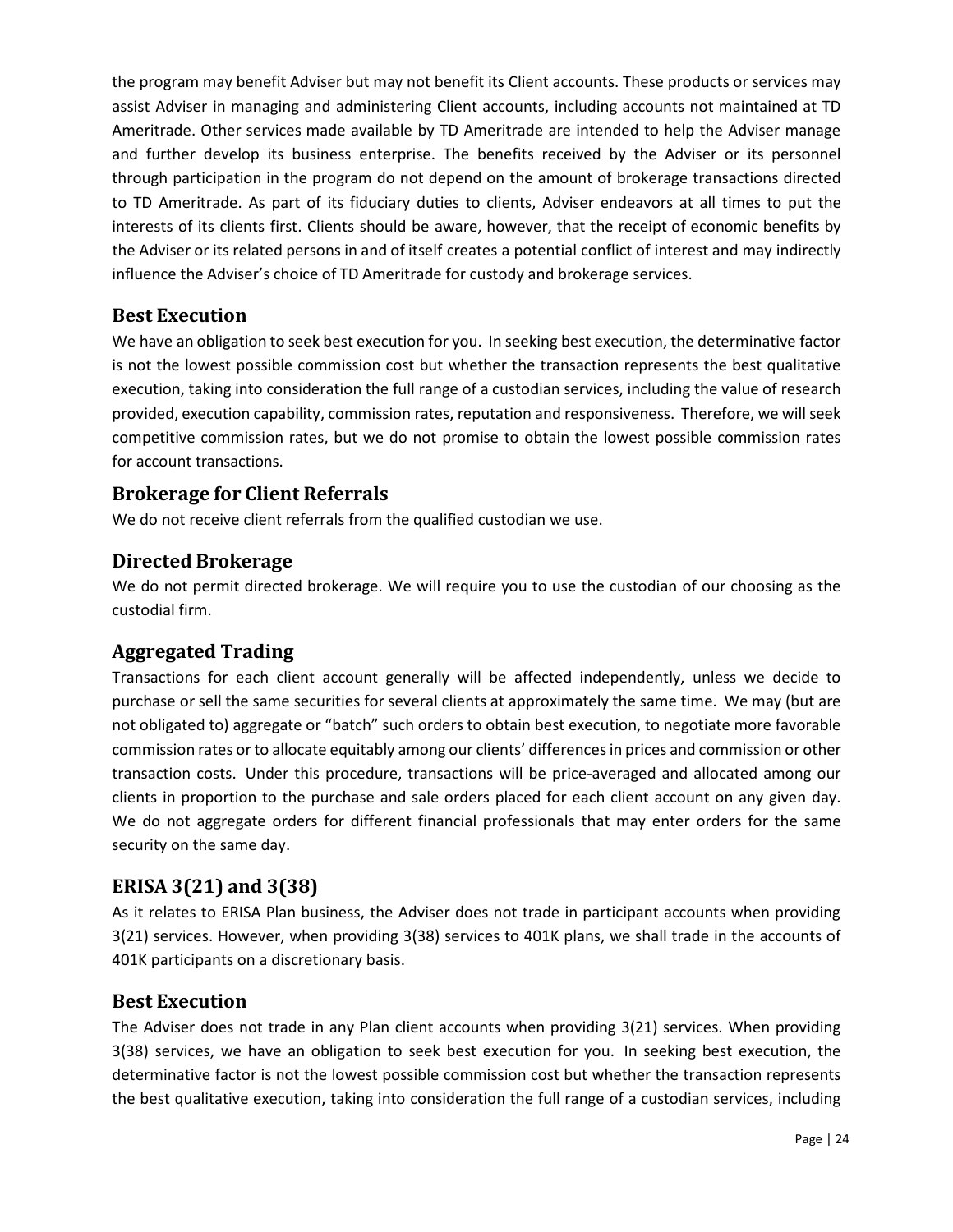the program may benefit Adviser but may not benefit its Client accounts. These products or services may assist Adviser in managing and administering Client accounts, including accounts not maintained at TD Ameritrade. Other services made available by TD Ameritrade are intended to help the Adviser manage and further develop its business enterprise. The benefits received by the Adviser or its personnel through participation in the program do not depend on the amount of brokerage transactions directed to TD Ameritrade. As part of its fiduciary duties to clients, Adviser endeavors at all times to put the interests of its clients first. Clients should be aware, however, that the receipt of economic benefits by the Adviser or its related persons in and of itself creates a potential conflict of interest and may indirectly influence the Adviser's choice of TD Ameritrade for custody and brokerage services.

## Best Execution

We have an obligation to seek best execution for you. In seeking best execution, the determinative factor is not the lowest possible commission cost but whether the transaction represents the best qualitative execution, taking into consideration the full range of a custodian services, including the value of research provided, execution capability, commission rates, reputation and responsiveness. Therefore, we will seek competitive commission rates, but we do not promise to obtain the lowest possible commission rates for account transactions.

## Brokerage for Client Referrals

We do not receive client referrals from the qualified custodian we use.

## Directed Brokerage

We do not permit directed brokerage. We will require you to use the custodian of our choosing as the custodial firm.

## Aggregated Trading

Transactions for each client account generally will be affected independently, unless we decide to purchase or sell the same securities for several clients at approximately the same time. We may (but are not obligated to) aggregate or "batch" such orders to obtain best execution, to negotiate more favorable commission rates or to allocate equitably among our clients' differences in prices and commission or other transaction costs. Under this procedure, transactions will be price-averaged and allocated among our clients in proportion to the purchase and sale orders placed for each client account on any given day. We do not aggregate orders for different financial professionals that may enter orders for the same security on the same day.

## ERISA 3(21) and 3(38)

As it relates to ERISA Plan business, the Adviser does not trade in participant accounts when providing 3(21) services. However, when providing 3(38) services to 401K plans, we shall trade in the accounts of 401K participants on a discretionary basis.

## Best Execution

The Adviser does not trade in any Plan client accounts when providing 3(21) services. When providing 3(38) services, we have an obligation to seek best execution for you. In seeking best execution, the determinative factor is not the lowest possible commission cost but whether the transaction represents the best qualitative execution, taking into consideration the full range of a custodian services, including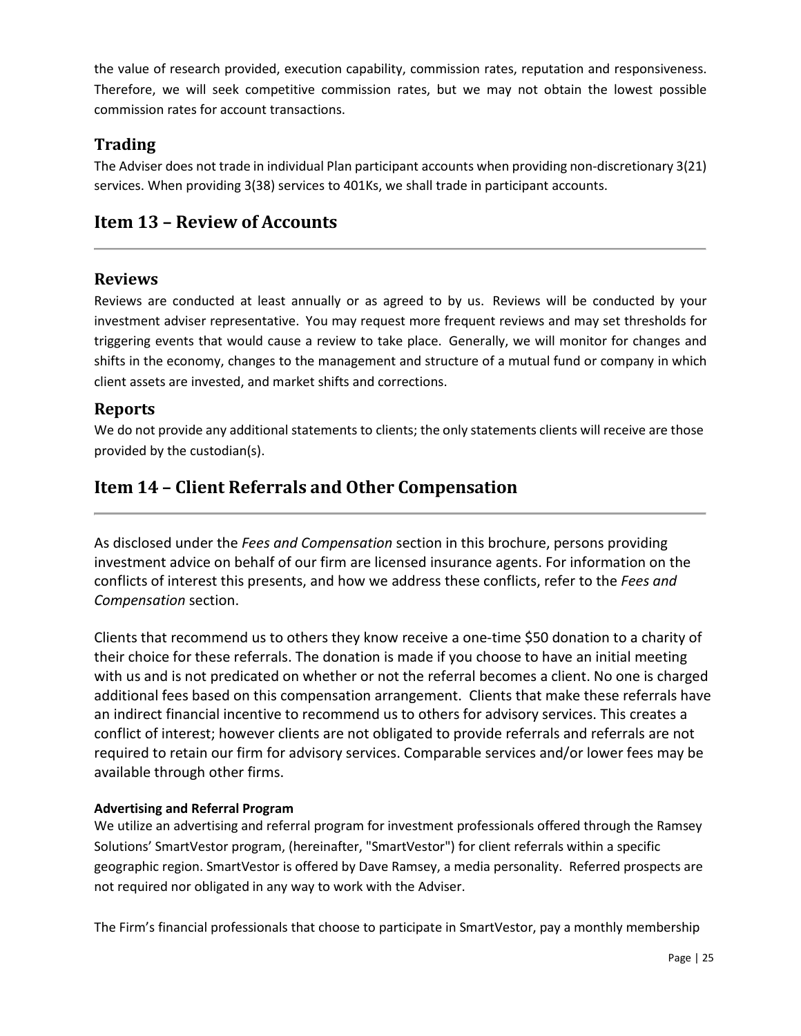the value of research provided, execution capability, commission rates, reputation and responsiveness. Therefore, we will seek competitive commission rates, but we may not obtain the lowest possible commission rates for account transactions.

### Trading

The Adviser does not trade in individual Plan participant accounts when providing non-discretionary 3(21) services. When providing 3(38) services to 401Ks, we shall trade in participant accounts.

## Item 13 – Review of Accounts

### Reviews

Reviews are conducted at least annually or as agreed to by us. Reviews will be conducted by your investment adviser representative. You may request more frequent reviews and may set thresholds for triggering events that would cause a review to take place. Generally, we will monitor for changes and shifts in the economy, changes to the management and structure of a mutual fund or company in which client assets are invested, and market shifts and corrections.

### Reports

We do not provide any additional statements to clients; the only statements clients will receive are those provided by the custodian(s).

## Item 14 – Client Referrals and Other Compensation

As disclosed under the *Fees and Compensation* section in this brochure, persons providing investment advice on behalf of our firm are licensed insurance agents. For information on the conflicts of interest this presents, and how we address these conflicts, refer to the *Fees and Compensation* section.

Clients that recommend us to others they know receive a one-time $50 donation to a charity of their choice for these referrals. The donation is made if you choose to have an initial meeting with us and is not predicated on whether or not the referral becomes a client. No one is charged additional fees based on this compensation arrangement. Clients that make these referrals have an indirect financial incentive to recommend us to others for advisory services. This creates a conflict of interest; however clients are not obligated to provide referrals and referrals are not required to retain our firm for advisory services. Comparable services and/or lower fees may be available through other firms.

**Advertising and Referral Program**

We utilize an advertising and referral program for investment professionals offered through the Ramsey Solutions' SmartVestor program, (hereinafter, "SmartVestor") for client referrals within a specific geographic region. SmartVestor is offered by Dave Ramsey, a media personality. Referred prospects are not required nor obligated in any way to work with the Adviser.

The Firm's financial professionals that choose to participate in SmartVestor, pay a monthly membership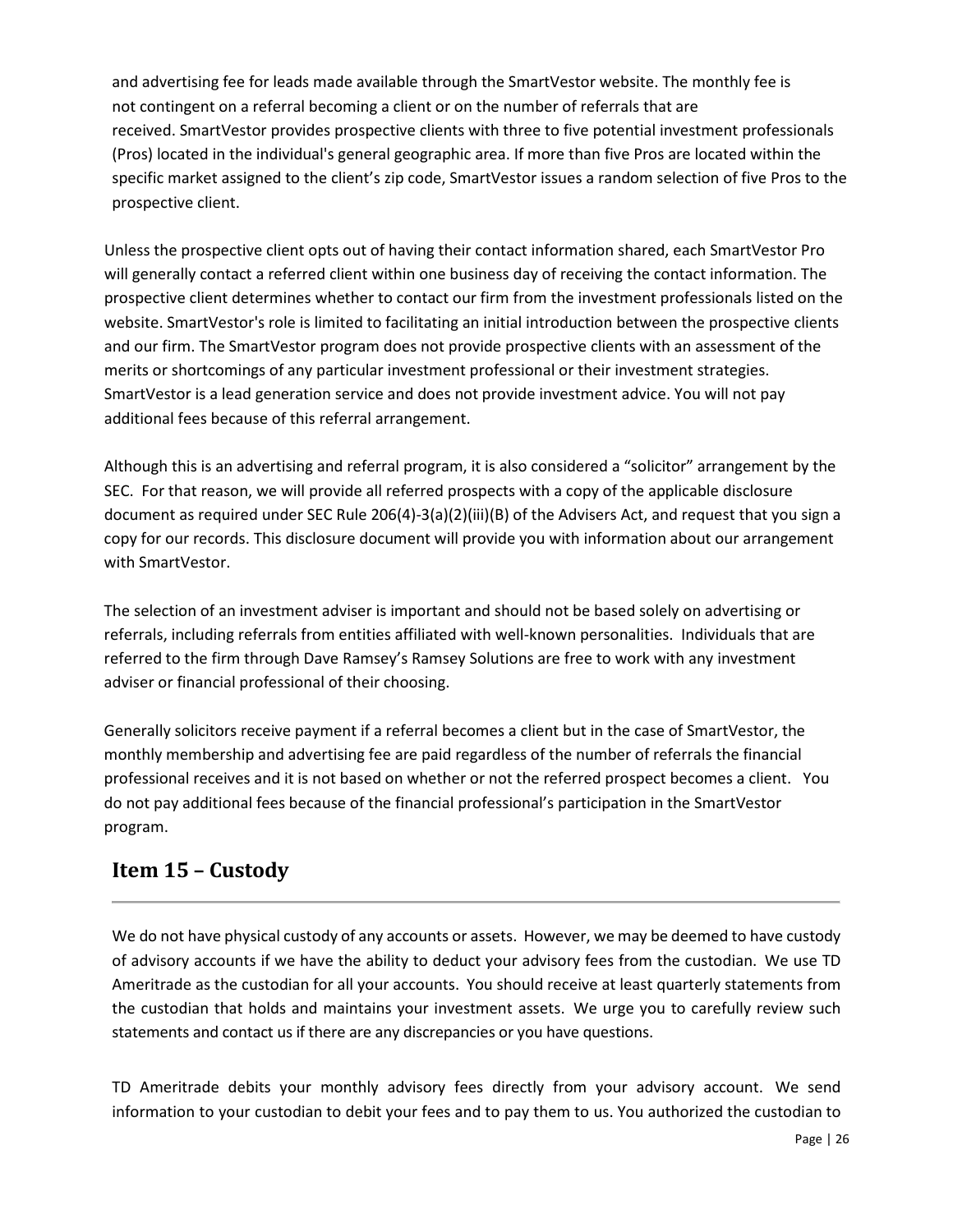and advertising fee for leads made available through the SmartVestor website. The monthly fee is not contingent on a referral becoming a client or on the number of referrals that are received. SmartVestor provides prospective clients with three to five potential investment professionals (Pros) located in the individual's general geographic area. If more than five Pros are located within the specific market assigned to the client's zip code, SmartVestor issues a random selection of five Pros to the prospective client.

Unless the prospective client opts out of having their contact information shared, each SmartVestor Pro will generally contact a referred client within one business day of receiving the contact information. The prospective client determines whether to contact our firm from the investment professionals listed on the website. SmartVestor's role is limited to facilitating an initial introduction between the prospective clients and our firm. The SmartVestor program does not provide prospective clients with an assessment of the merits or shortcomings of any particular investment professional or their investment strategies. SmartVestor is a lead generation service and does not provide investment advice. You will not pay additional fees because of this referral arrangement.

Although this is an advertising and referral program, it is also considered a "solicitor" arrangement by the SEC. For that reason, we will provide all referred prospects with a copy of the applicable disclosure document as required under SEC Rule 206(4)-3(a)(2)(iii)(B) of the Advisers Act, and request that you sign a copy for our records. This disclosure document will provide you with information about our arrangement with SmartVestor.

The selection of an investment adviser is important and should not be based solely on advertising or referrals, including referrals from entities affiliated with well-known personalities. Individuals that are referred to the firm through Dave Ramsey's Ramsey Solutions are free to work with any investment adviser or financial professional of their choosing.

Generally solicitors receive payment if a referral becomes a client but in the case of SmartVestor, the monthly membership and advertising fee are paid regardless of the number of referrals the financial professional receives and it is not based on whether or not the referred prospect becomes a client. You do not pay additional fees because of the financial professional's participation in the SmartVestor program.

## Item 15 – Custody

We do not have physical custody of any accounts or assets. However, we may be deemed to have custody of advisory accounts if we have the ability to deduct your advisory fees from the custodian. We use TD Ameritrade as the custodian for all your accounts. You should receive at least quarterly statements from the custodian that holds and maintains your investment assets. We urge you to carefully review such statements and contact us if there are any discrepancies or you have questions.

TD Ameritrade debits your monthly advisory fees directly from your advisory account. We send information to your custodian to debit your fees and to pay them to us. You authorized the custodian to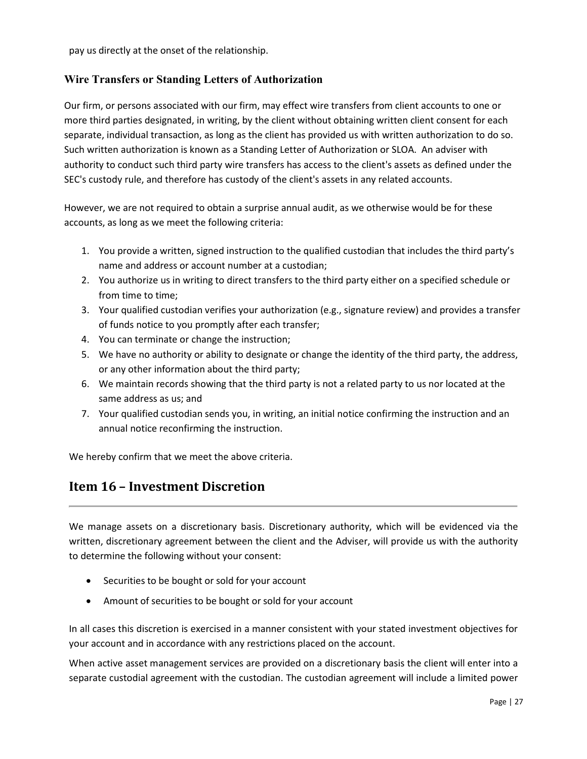pay us directly at the onset of the relationship.

### Wire Transfers or Standing Letters of Authorization

Our firm, or persons associated with our firm, may effect wire transfers from client accounts to one or more third parties designated, in writing, by the client without obtaining written client consent for each separate, individual transaction, as long as the client has provided us with written authorization to do so. Such written authorization is known as a Standing Letter of Authorization or SLOA. An adviser with authority to conduct such third party wire transfers has access to the client's assets as defined under the SEC's custody rule, and therefore has custody of the client's assets in any related accounts.

However, we are not required to obtain a surprise annual audit, as we otherwise would be for these accounts, as long as we meet the following criteria:

1. You provide a written, signed instruction to the qualified custodian that includes the third party's name and address or account number at a custodian;
2. You authorize us in writing to direct transfers to the third party either on a specified schedule or from time to time;
3. Your qualified custodian verifies your authorization (e.g., signature review) and provides a transfer of funds notice to you promptly after each transfer;
4. You can terminate or change the instruction;
5. We have no authority or ability to designate or change the identity of the third party, the address, or any other information about the third party;
6. We maintain records showing that the third party is not a related party to us nor located at the same address as us; and
7. Your qualified custodian sends you, in writing, an initial notice confirming the instruction and an annual notice reconfirming the instruction.

We hereby confirm that we meet the above criteria.

## Item 16 – Investment Discretion

We manage assets on a discretionary basis. Discretionary authority, which will be evidenced via the written, discretionary agreement between the client and the Adviser, will provide us with the authority to determine the following without your consent:

- Securities to be bought or sold for your account
- Amount of securities to be bought or sold for your account

In all cases this discretion is exercised in a manner consistent with your stated investment objectives for your account and in accordance with any restrictions placed on the account.

When active asset management services are provided on a discretionary basis the client will enter into a separate custodial agreement with the custodian. The custodian agreement will include a limited power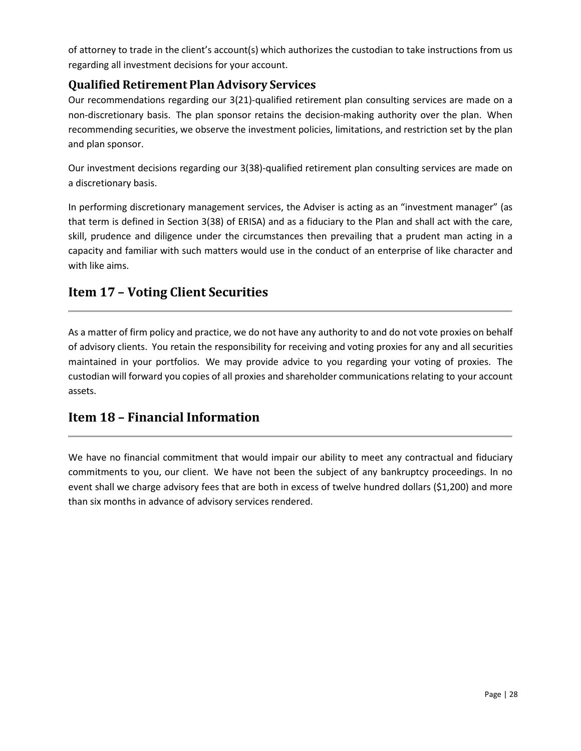of attorney to trade in the client's account(s) which authorizes the custodian to take instructions from us regarding all investment decisions for your account.

### Qualified Retirement Plan Advisory Services

Our recommendations regarding our 3(21)-qualified retirement plan consulting services are made on a non-discretionary basis. The plan sponsor retains the decision-making authority over the plan. When recommending securities, we observe the investment policies, limitations, and restriction set by the plan and plan sponsor.

Our investment decisions regarding our 3(38)-qualified retirement plan consulting services are made on a discretionary basis.

In performing discretionary management services, the Adviser is acting as an "investment manager" (as that term is defined in Section 3(38) of ERISA) and as a fiduciary to the Plan and shall act with the care, skill, prudence and diligence under the circumstances then prevailing that a prudent man acting in a capacity and familiar with such matters would use in the conduct of an enterprise of like character and with like aims.

## Item 17 – Voting Client Securities

As a matter of firm policy and practice, we do not have any authority to and do not vote proxies on behalf of advisory clients. You retain the responsibility for receiving and voting proxies for any and all securities maintained in your portfolios. We may provide advice to you regarding your voting of proxies. The custodian will forward you copies of all proxies and shareholder communications relating to your account assets.

## Item 18 – Financial Information

We have no financial commitment that would impair our ability to meet any contractual and fiduciary commitments to you, our client. We have not been the subject of any bankruptcy proceedings. In no event shall we charge advisory fees that are both in excess of twelve hundred dollars ($1,200) and more than six months in advance of advisory services rendered.